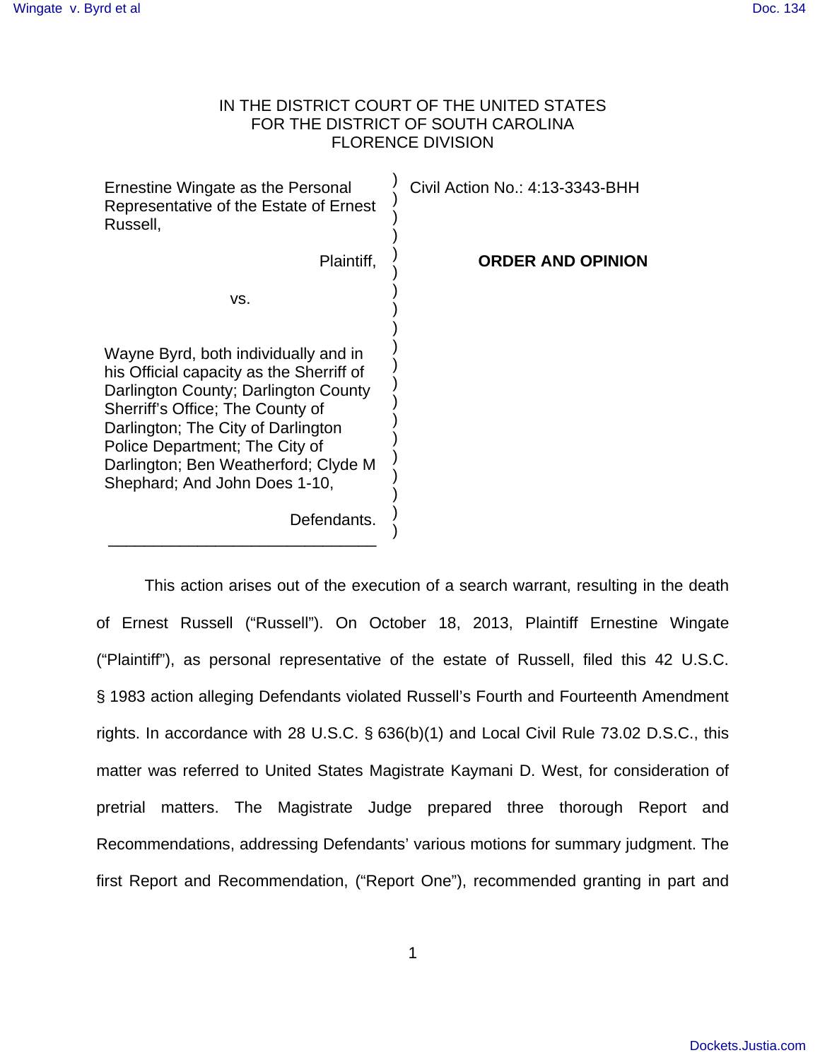IN THE DISTRICT COURT OF THE UNITED STATES
FOR THE DISTRICT OF SOUTH CAROLINA
FLORENCE DIVISION

Ernestine Wingate as the Personal Representative of the Estate of Ernest Russell,

Plaintiff,

vs.

Wayne Byrd, both individually and in his Official capacity as the Sherriff of Darlington County; Darlington County Sherriff's Office; The County of Darlington; The City of Darlington Police Department; The City of Darlington; Ben Weatherford; Clyde M Shephard; And John Does 1-10,

Defendants.

Civil Action No.: 4:13-3343-BHH

**ORDER AND OPINION**

This action arises out of the execution of a search warrant, resulting in the death of Ernest Russell ("Russell"). On October 18, 2013, Plaintiff Ernestine Wingate ("Plaintiff"), as personal representative of the estate of Russell, filed this 42 U.S.C. § 1983 action alleging Defendants violated Russell's Fourth and Fourteenth Amendment rights. In accordance with 28 U.S.C. § 636(b)(1) and Local Civil Rule 73.02 D.S.C., this matter was referred to United States Magistrate Kaymani D. West, for consideration of pretrial matters. The Magistrate Judge prepared three thorough Report and Recommendations, addressing Defendants' various motions for summary judgment. The first Report and Recommendation, ("Report One"), recommended granting in part and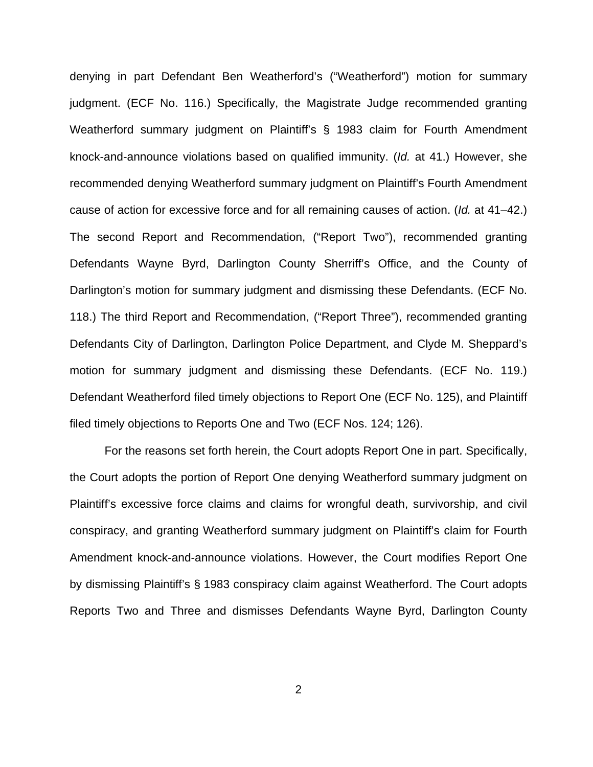denying in part Defendant Ben Weatherford's ("Weatherford") motion for summary judgment. (ECF No. 116.) Specifically, the Magistrate Judge recommended granting Weatherford summary judgment on Plaintiff's § 1983 claim for Fourth Amendment knock-and-announce violations based on qualified immunity. (*Id.* at 41.) However, she recommended denying Weatherford summary judgment on Plaintiff's Fourth Amendment cause of action for excessive force and for all remaining causes of action. (*Id.* at 41–42.) The second Report and Recommendation, ("Report Two"), recommended granting Defendants Wayne Byrd, Darlington County Sherriff's Office, and the County of Darlington's motion for summary judgment and dismissing these Defendants. (ECF No. 118.) The third Report and Recommendation, ("Report Three"), recommended granting Defendants City of Darlington, Darlington Police Department, and Clyde M. Sheppard's motion for summary judgment and dismissing these Defendants. (ECF No. 119.) Defendant Weatherford filed timely objections to Report One (ECF No. 125), and Plaintiff filed timely objections to Reports One and Two (ECF Nos. 124; 126).

For the reasons set forth herein, the Court adopts Report One in part. Specifically, the Court adopts the portion of Report One denying Weatherford summary judgment on Plaintiff's excessive force claims and claims for wrongful death, survivorship, and civil conspiracy, and granting Weatherford summary judgment on Plaintiff's claim for Fourth Amendment knock-and-announce violations. However, the Court modifies Report One by dismissing Plaintiff's § 1983 conspiracy claim against Weatherford. The Court adopts Reports Two and Three and dismisses Defendants Wayne Byrd, Darlington County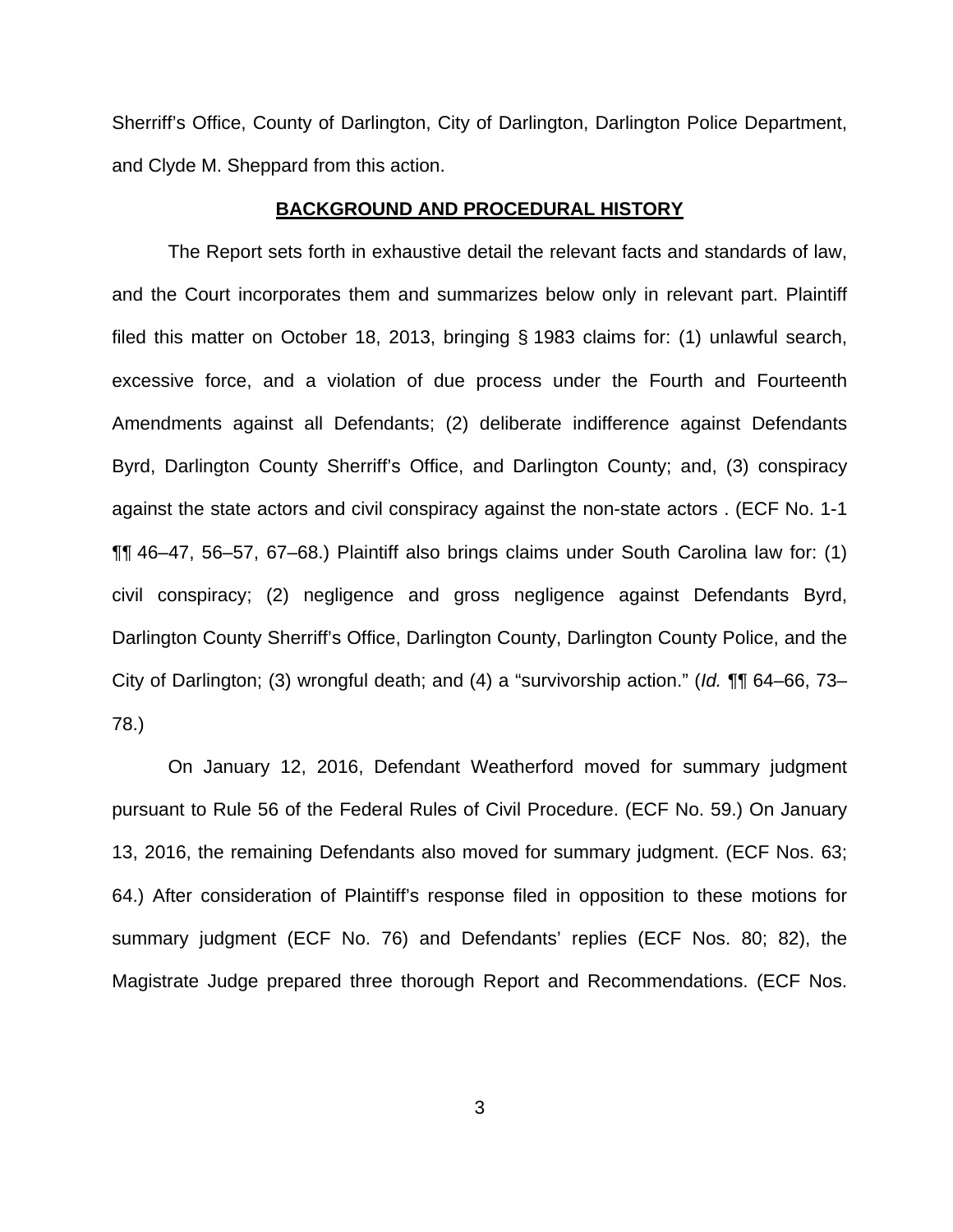Sherriff's Office, County of Darlington, City of Darlington, Darlington Police Department, and Clyde M. Sheppard from this action.

**BACKGROUND AND PROCEDURAL HISTORY**

The Report sets forth in exhaustive detail the relevant facts and standards of law, and the Court incorporates them and summarizes below only in relevant part. Plaintiff filed this matter on October 18, 2013, bringing § 1983 claims for: (1) unlawful search, excessive force, and a violation of due process under the Fourth and Fourteenth Amendments against all Defendants; (2) deliberate indifference against Defendants Byrd, Darlington County Sherriff's Office, and Darlington County; and, (3) conspiracy against the state actors and civil conspiracy against the non-state actors . (ECF No. 1-1 ¶¶ 46–47, 56–57, 67–68.) Plaintiff also brings claims under South Carolina law for: (1) civil conspiracy; (2) negligence and gross negligence against Defendants Byrd, Darlington County Sherriff's Office, Darlington County, Darlington County Police, and the City of Darlington; (3) wrongful death; and (4) a "survivorship action." (*Id.* ¶¶ 64–66, 73–78.)

On January 12, 2016, Defendant Weatherford moved for summary judgment pursuant to Rule 56 of the Federal Rules of Civil Procedure. (ECF No. 59.) On January 13, 2016, the remaining Defendants also moved for summary judgment. (ECF Nos. 63; 64.) After consideration of Plaintiff's response filed in opposition to these motions for summary judgment (ECF No. 76) and Defendants' replies (ECF Nos. 80; 82), the Magistrate Judge prepared three thorough Report and Recommendations. (ECF Nos.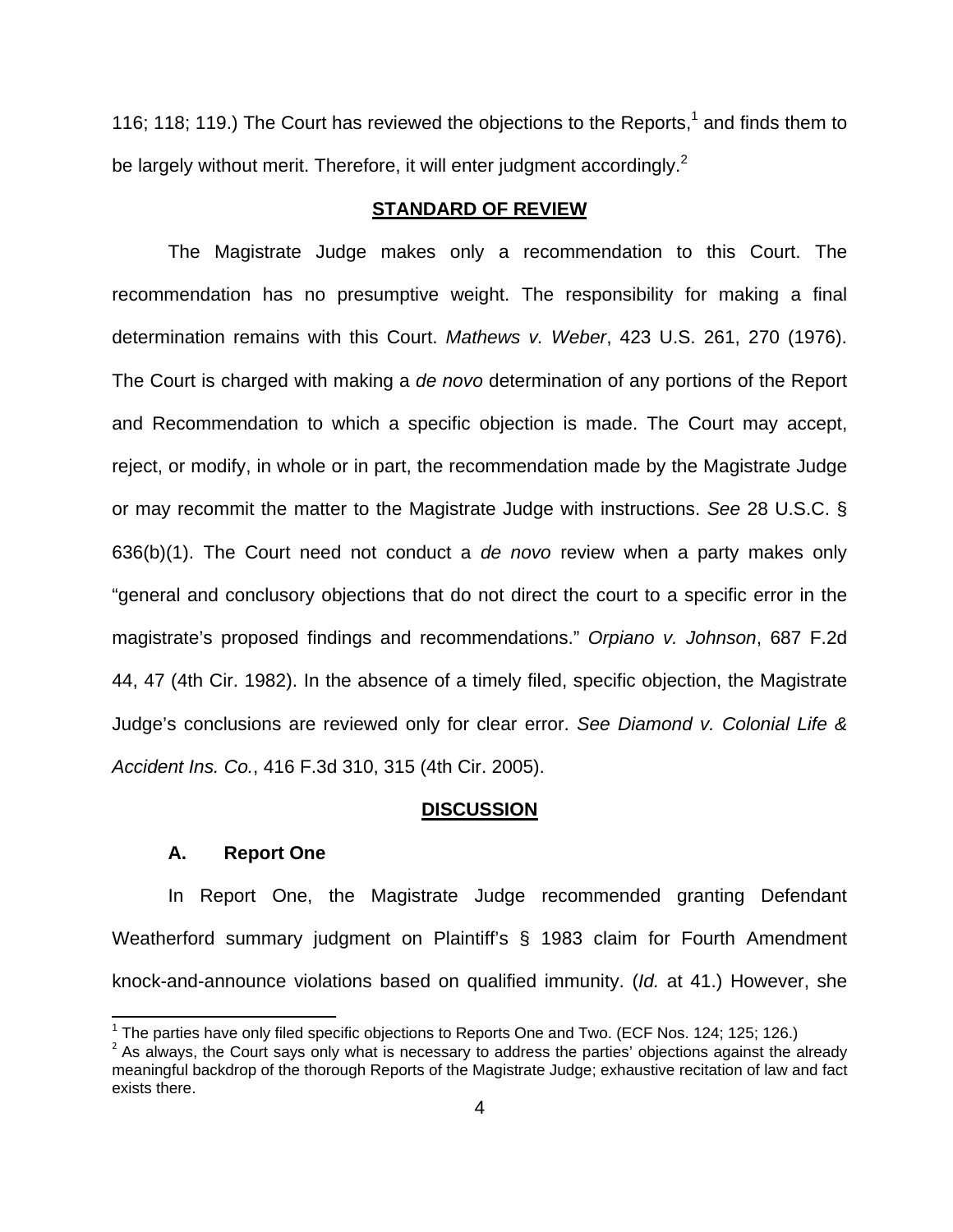116; 118; 119.) The Court has reviewed the objections to the Reports,[1] and finds them to be largely without merit. Therefore, it will enter judgment accordingly.[2]

## STANDARD OF REVIEW

The Magistrate Judge makes only a recommendation to this Court. The recommendation has no presumptive weight. The responsibility for making a final determination remains with this Court. *Mathews v. Weber*, 423 U.S. 261, 270 (1976). The Court is charged with making a *de novo* determination of any portions of the Report and Recommendation to which a specific objection is made. The Court may accept, reject, or modify, in whole or in part, the recommendation made by the Magistrate Judge or may recommit the matter to the Magistrate Judge with instructions. *See* 28 U.S.C. § 636(b)(1). The Court need not conduct a *de novo* review when a party makes only "general and conclusory objections that do not direct the court to a specific error in the magistrate's proposed findings and recommendations." *Orpiano v. Johnson*, 687 F.2d 44, 47 (4th Cir. 1982). In the absence of a timely filed, specific objection, the Magistrate Judge's conclusions are reviewed only for clear error. *See Diamond v. Colonial Life & Accident Ins. Co.*, 416 F.3d 310, 315 (4th Cir. 2005).

## DISCUSSION

### A. Report One

In Report One, the Magistrate Judge recommended granting Defendant Weatherford summary judgment on Plaintiff's § 1983 claim for Fourth Amendment knock-and-announce violations based on qualified immunity. (*Id.* at 41.) However, she

---

[1] The parties have only filed specific objections to Reports One and Two. (ECF Nos. 124; 125; 126.)

[2] As always, the Court says only what is necessary to address the parties' objections against the already meaningful backdrop of the thorough Reports of the Magistrate Judge; exhaustive recitation of law and fact exists there.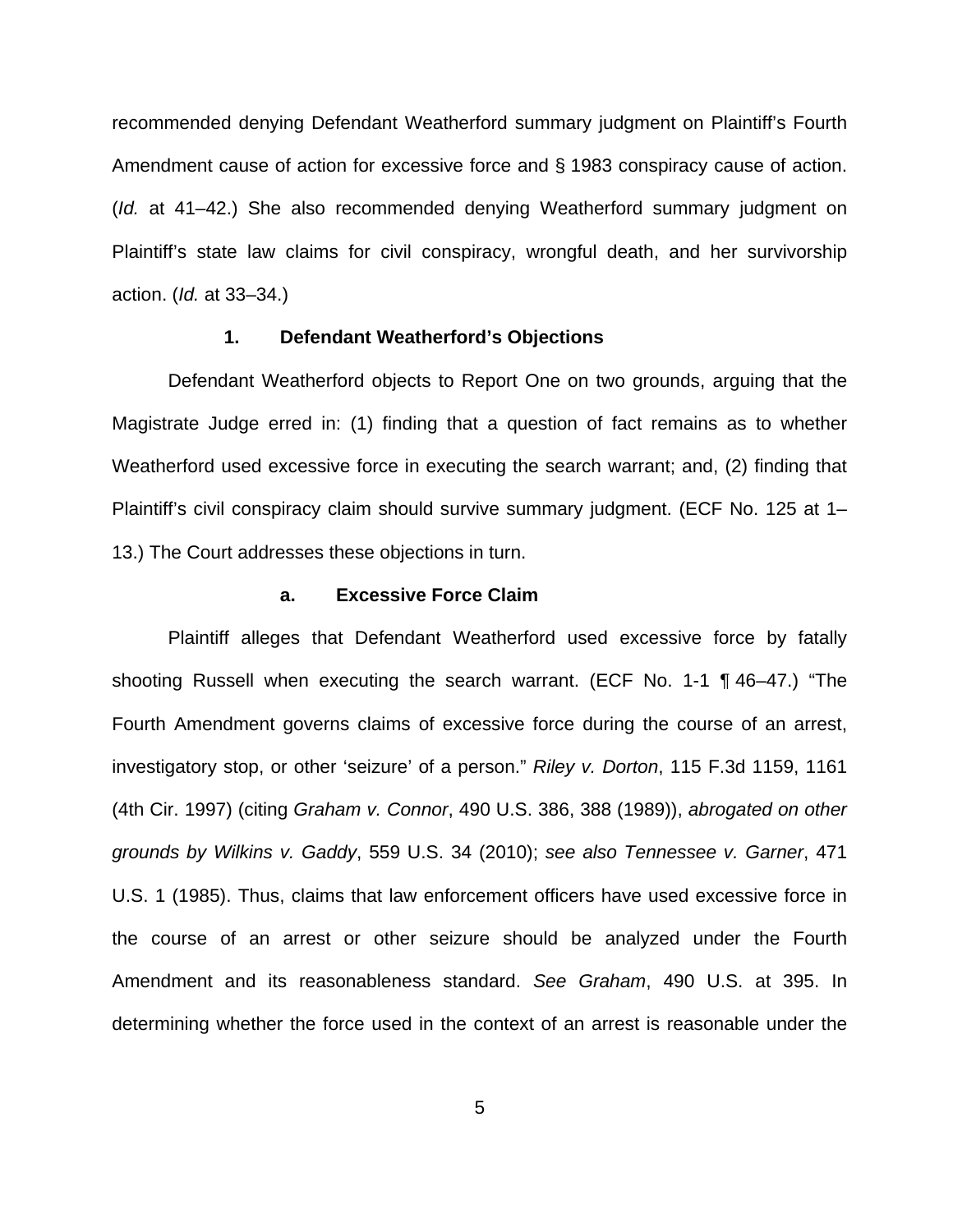recommended denying Defendant Weatherford summary judgment on Plaintiff's Fourth Amendment cause of action for excessive force and § 1983 conspiracy cause of action. (*Id.* at 41–42.) She also recommended denying Weatherford summary judgment on Plaintiff's state law claims for civil conspiracy, wrongful death, and her survivorship action. (*Id.* at 33–34.)

### 1. Defendant Weatherford's Objections

Defendant Weatherford objects to Report One on two grounds, arguing that the Magistrate Judge erred in: (1) finding that a question of fact remains as to whether Weatherford used excessive force in executing the search warrant; and, (2) finding that Plaintiff's civil conspiracy claim should survive summary judgment. (ECF No. 125 at 1–13.) The Court addresses these objections in turn.

#### a. Excessive Force Claim

Plaintiff alleges that Defendant Weatherford used excessive force by fatally shooting Russell when executing the search warrant. (ECF No. 1-1 ¶ 46–47.) "The Fourth Amendment governs claims of excessive force during the course of an arrest, investigatory stop, or other 'seizure' of a person." *Riley v. Dorton*, 115 F.3d 1159, 1161 (4th Cir. 1997) (citing *Graham v. Connor*, 490 U.S. 386, 388 (1989)), *abrogated on other grounds by Wilkins v. Gaddy*, 559 U.S. 34 (2010); *see also Tennessee v. Garner*, 471 U.S. 1 (1985). Thus, claims that law enforcement officers have used excessive force in the course of an arrest or other seizure should be analyzed under the Fourth Amendment and its reasonableness standard. *See Graham*, 490 U.S. at 395. In determining whether the force used in the context of an arrest is reasonable under the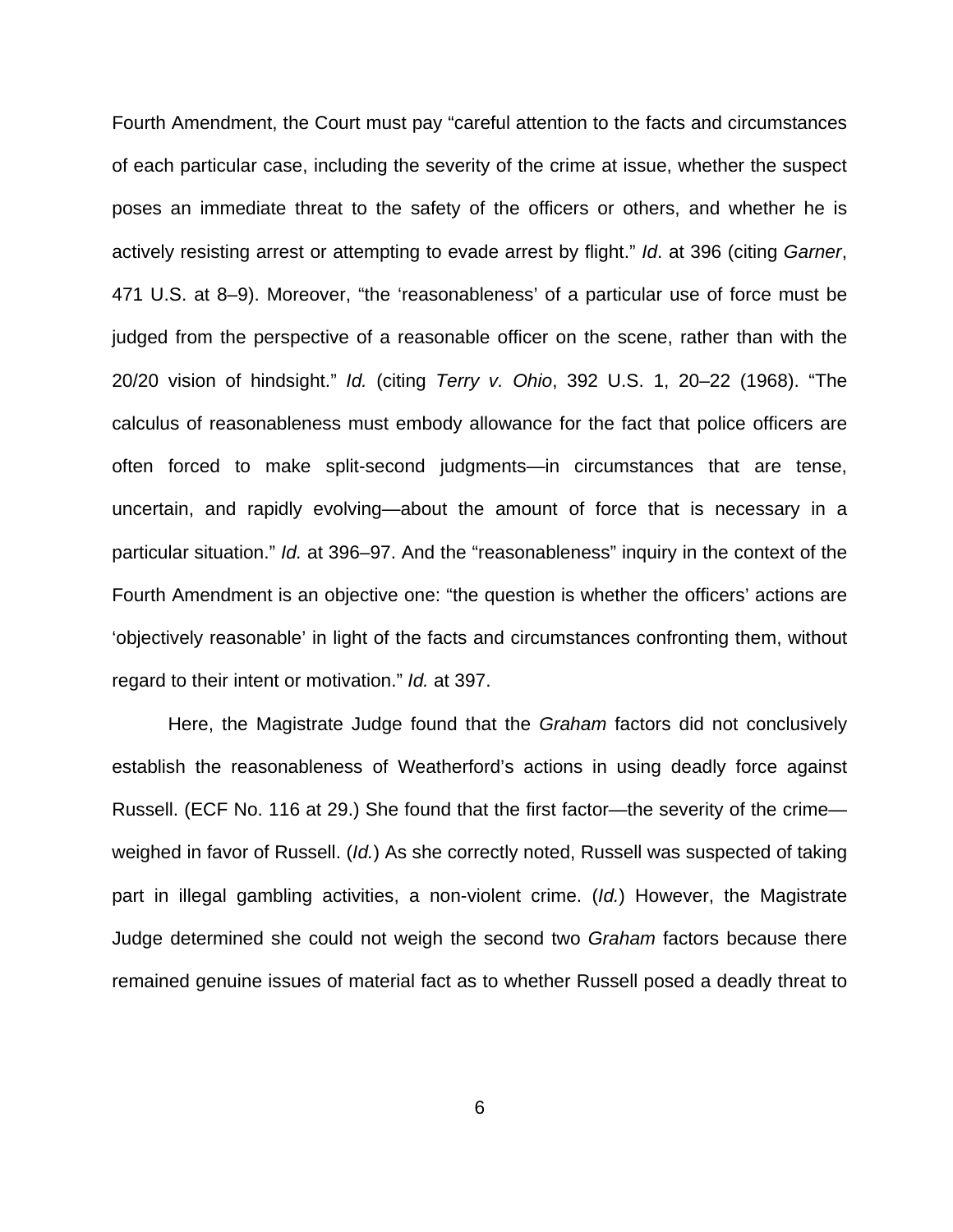Fourth Amendment, the Court must pay "careful attention to the facts and circumstances of each particular case, including the severity of the crime at issue, whether the suspect poses an immediate threat to the safety of the officers or others, and whether he is actively resisting arrest or attempting to evade arrest by flight." *Id*. at 396 (citing *Garner*, 471 U.S. at 8–9). Moreover, "the 'reasonableness' of a particular use of force must be judged from the perspective of a reasonable officer on the scene, rather than with the 20/20 vision of hindsight." *Id.* (citing *Terry v. Ohio*, 392 U.S. 1, 20–22 (1968). "The calculus of reasonableness must embody allowance for the fact that police officers are often forced to make split-second judgments—in circumstances that are tense, uncertain, and rapidly evolving—about the amount of force that is necessary in a particular situation." *Id.* at 396–97. And the "reasonableness" inquiry in the context of the Fourth Amendment is an objective one: "the question is whether the officers' actions are 'objectively reasonable' in light of the facts and circumstances confronting them, without regard to their intent or motivation." *Id.* at 397.

Here, the Magistrate Judge found that the *Graham* factors did not conclusively establish the reasonableness of Weatherford's actions in using deadly force against Russell. (ECF No. 116 at 29.) She found that the first factor—the severity of the crime—weighed in favor of Russell. (*Id.*) As she correctly noted, Russell was suspected of taking part in illegal gambling activities, a non-violent crime. (*Id.*) However, the Magistrate Judge determined she could not weigh the second two *Graham* factors because there remained genuine issues of material fact as to whether Russell posed a deadly threat to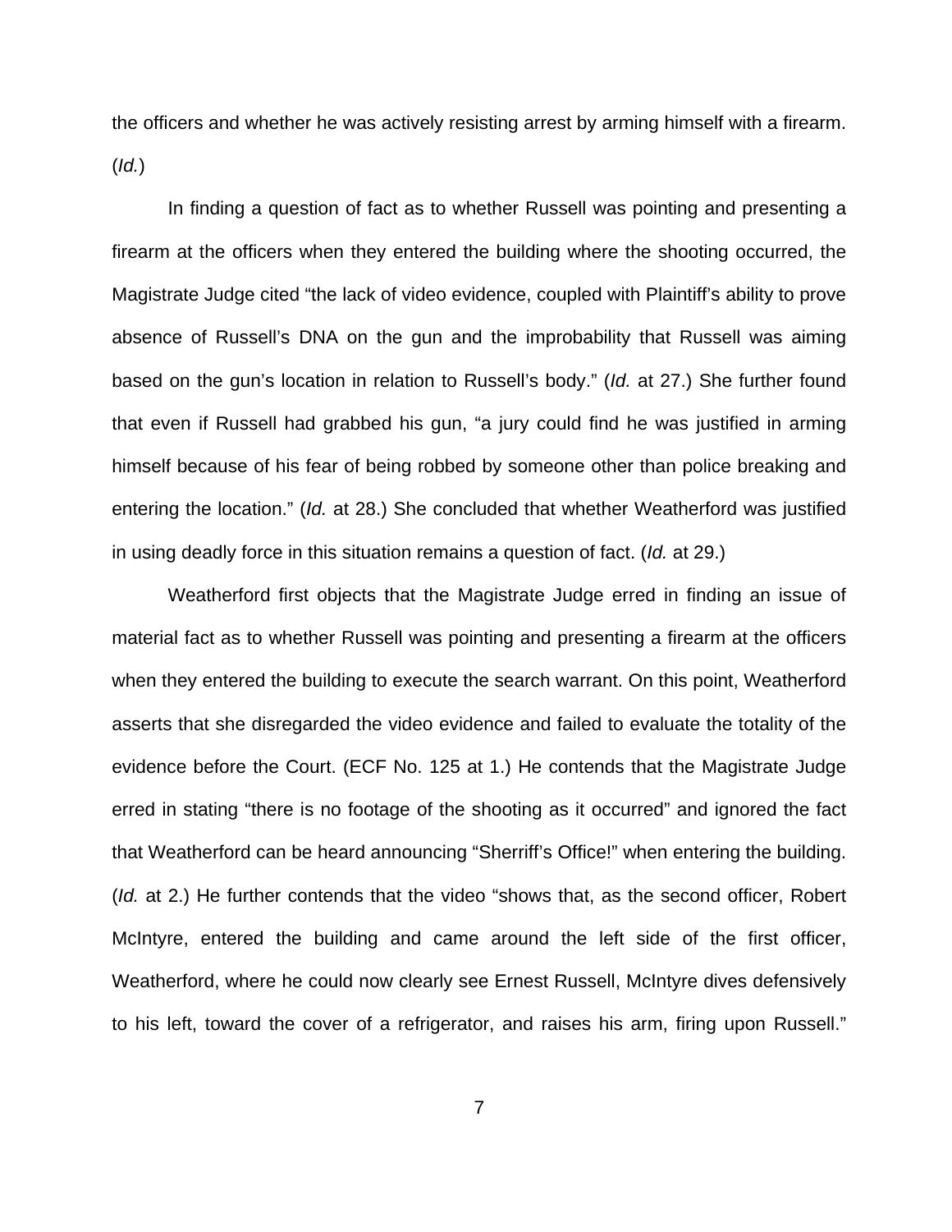the officers and whether he was actively resisting arrest by arming himself with a firearm. (*Id.*)

In finding a question of fact as to whether Russell was pointing and presenting a firearm at the officers when they entered the building where the shooting occurred, the Magistrate Judge cited "the lack of video evidence, coupled with Plaintiff's ability to prove absence of Russell's DNA on the gun and the improbability that Russell was aiming based on the gun's location in relation to Russell's body." (*Id.* at 27.) She further found that even if Russell had grabbed his gun, "a jury could find he was justified in arming himself because of his fear of being robbed by someone other than police breaking and entering the location." (*Id.* at 28.) She concluded that whether Weatherford was justified in using deadly force in this situation remains a question of fact. (*Id.* at 29.)

Weatherford first objects that the Magistrate Judge erred in finding an issue of material fact as to whether Russell was pointing and presenting a firearm at the officers when they entered the building to execute the search warrant. On this point, Weatherford asserts that she disregarded the video evidence and failed to evaluate the totality of the evidence before the Court. (ECF No. 125 at 1.) He contends that the Magistrate Judge erred in stating "there is no footage of the shooting as it occurred" and ignored the fact that Weatherford can be heard announcing "Sherriff's Office!" when entering the building. (*Id.* at 2.) He further contends that the video "shows that, as the second officer, Robert McIntyre, entered the building and came around the left side of the first officer, Weatherford, where he could now clearly see Ernest Russell, McIntyre dives defensively to his left, toward the cover of a refrigerator, and raises his arm, firing upon Russell."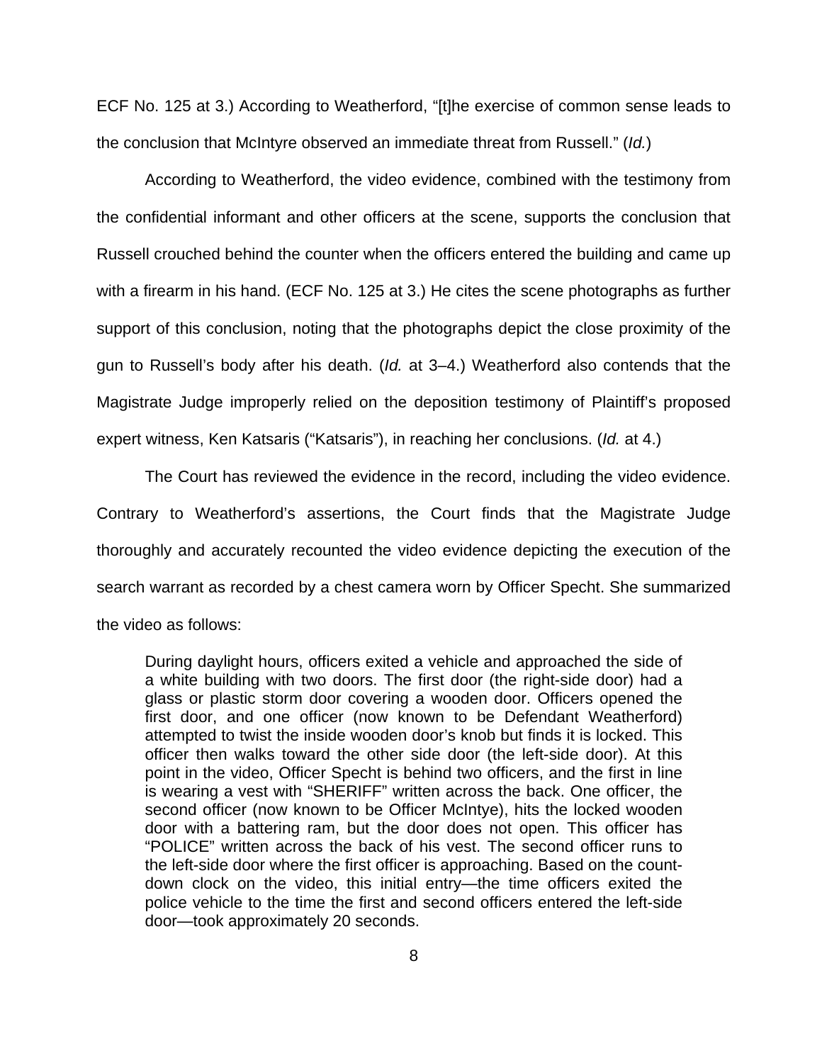ECF No. 125 at 3.) According to Weatherford, "[t]he exercise of common sense leads to the conclusion that McIntyre observed an immediate threat from Russell." (*Id.*)

According to Weatherford, the video evidence, combined with the testimony from the confidential informant and other officers at the scene, supports the conclusion that Russell crouched behind the counter when the officers entered the building and came up with a firearm in his hand. (ECF No. 125 at 3.) He cites the scene photographs as further support of this conclusion, noting that the photographs depict the close proximity of the gun to Russell's body after his death. (*Id.* at 3–4.) Weatherford also contends that the Magistrate Judge improperly relied on the deposition testimony of Plaintiff's proposed expert witness, Ken Katsaris ("Katsaris"), in reaching her conclusions. (*Id.* at 4.)

The Court has reviewed the evidence in the record, including the video evidence. Contrary to Weatherford's assertions, the Court finds that the Magistrate Judge thoroughly and accurately recounted the video evidence depicting the execution of the search warrant as recorded by a chest camera worn by Officer Specht. She summarized the video as follows:

> During daylight hours, officers exited a vehicle and approached the side of a white building with two doors. The first door (the right-side door) had a glass or plastic storm door covering a wooden door. Officers opened the first door, and one officer (now known to be Defendant Weatherford) attempted to twist the inside wooden door's knob but finds it is locked. This officer then walks toward the other side door (the left-side door). At this point in the video, Officer Specht is behind two officers, and the first in line is wearing a vest with "SHERIFF" written across the back. One officer, the second officer (now known to be Officer McIntye), hits the locked wooden door with a battering ram, but the door does not open. This officer has "POLICE" written across the back of his vest. The second officer runs to the left-side door where the first officer is approaching. Based on the count-down clock on the video, this initial entry—the time officers exited the police vehicle to the time the first and second officers entered the left-side door—took approximately 20 seconds.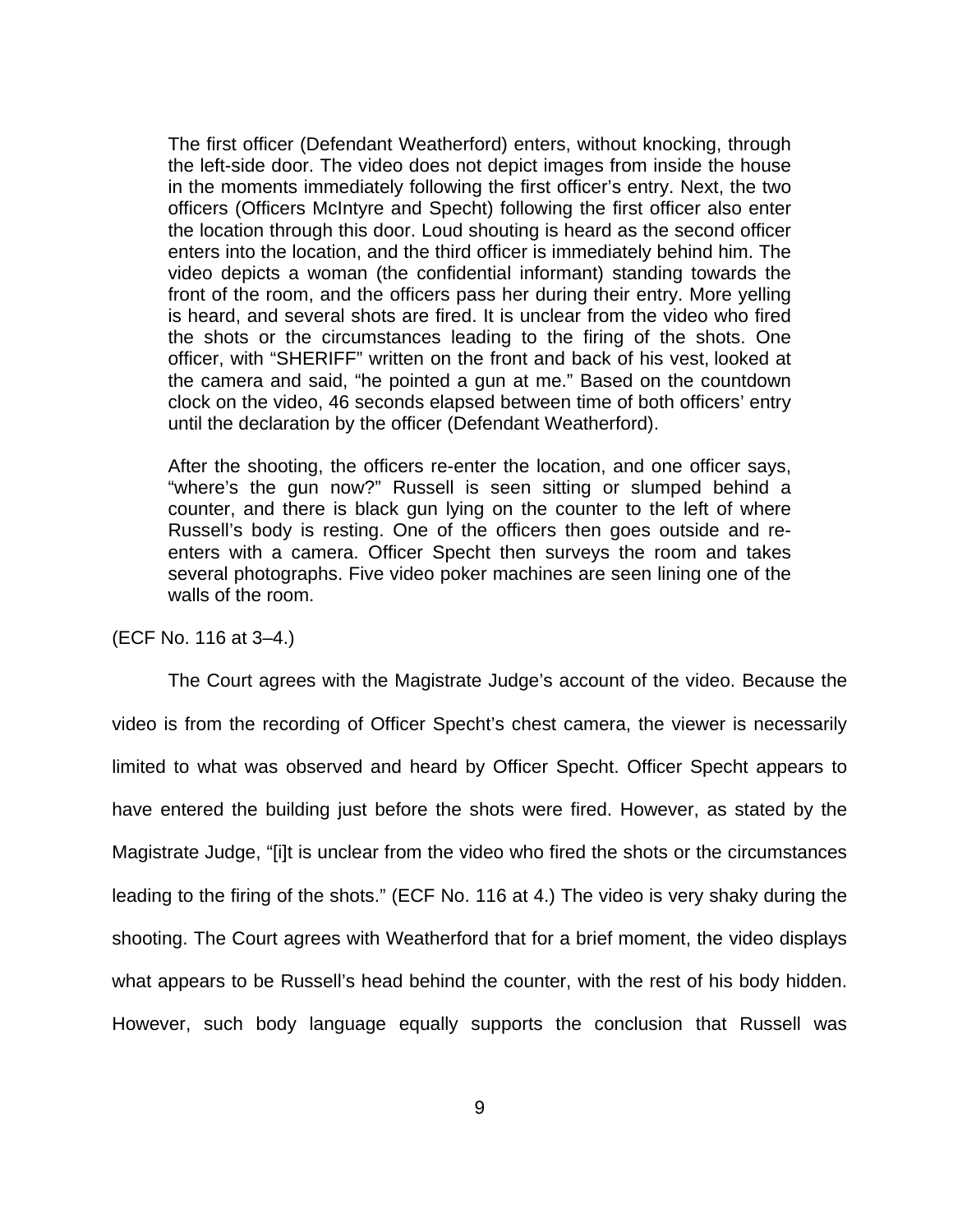> The first officer (Defendant Weatherford) enters, without knocking, through the left-side door. The video does not depict images from inside the house in the moments immediately following the first officer's entry. Next, the two officers (Officers McIntyre and Specht) following the first officer also enter the location through this door. Loud shouting is heard as the second officer enters into the location, and the third officer is immediately behind him. The video depicts a woman (the confidential informant) standing towards the front of the room, and the officers pass her during their entry. More yelling is heard, and several shots are fired. It is unclear from the video who fired the shots or the circumstances leading to the firing of the shots. One officer, with "SHERIFF" written on the front and back of his vest, looked at the camera and said, "he pointed a gun at me." Based on the countdown clock on the video, 46 seconds elapsed between time of both officers' entry until the declaration by the officer (Defendant Weatherford).
>
> After the shooting, the officers re-enter the location, and one officer says, "where's the gun now?" Russell is seen sitting or slumped behind a counter, and there is black gun lying on the counter to the left of where Russell's body is resting. One of the officers then goes outside and re-enters with a camera. Officer Specht then surveys the room and takes several photographs. Five video poker machines are seen lining one of the walls of the room.

(ECF No. 116 at 3–4.)

The Court agrees with the Magistrate Judge's account of the video. Because the video is from the recording of Officer Specht's chest camera, the viewer is necessarily limited to what was observed and heard by Officer Specht. Officer Specht appears to have entered the building just before the shots were fired. However, as stated by the Magistrate Judge, "[i]t is unclear from the video who fired the shots or the circumstances leading to the firing of the shots." (ECF No. 116 at 4.) The video is very shaky during the shooting. The Court agrees with Weatherford that for a brief moment, the video displays what appears to be Russell's head behind the counter, with the rest of his body hidden. However, such body language equally supports the conclusion that Russell was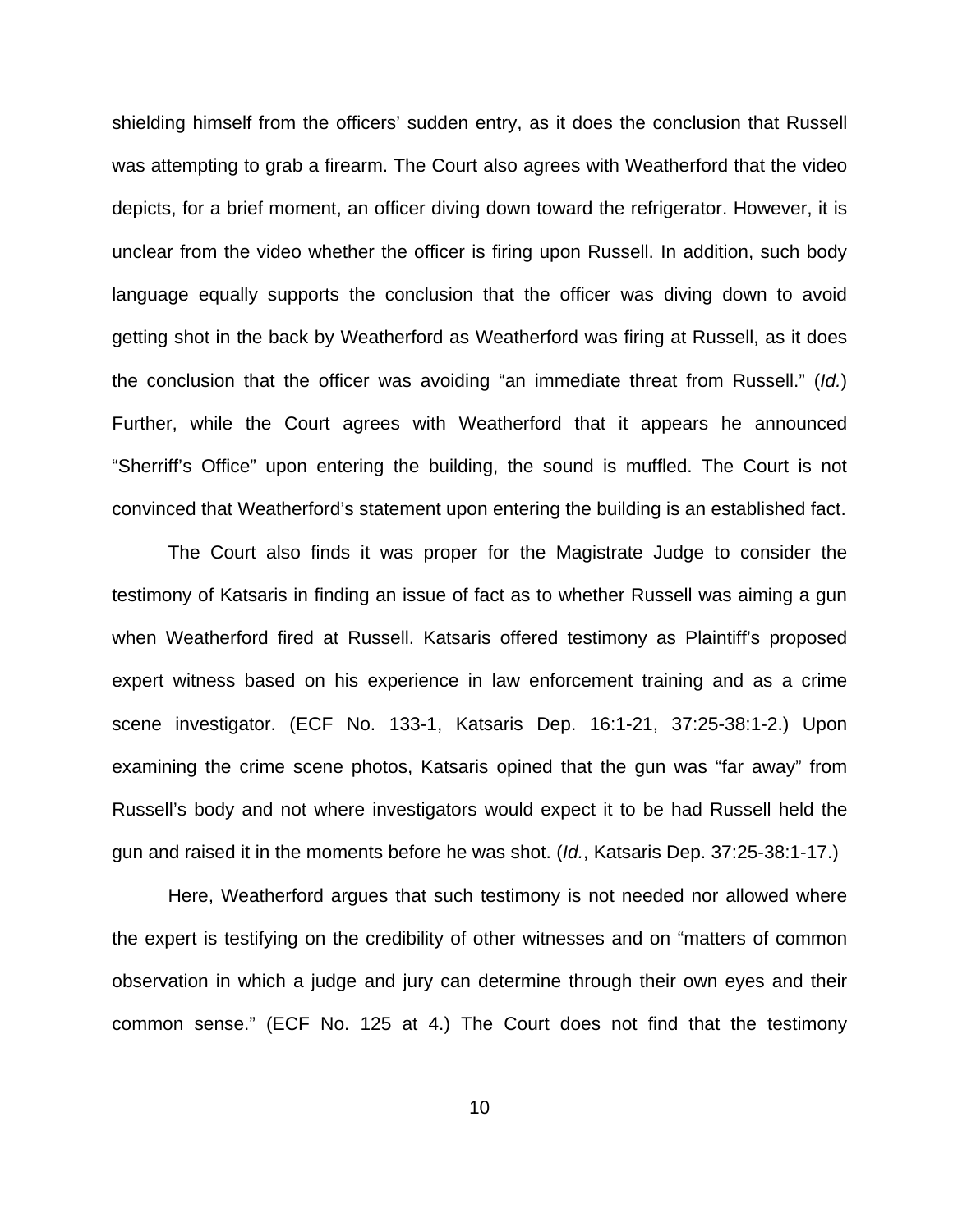shielding himself from the officers' sudden entry, as it does the conclusion that Russell was attempting to grab a firearm. The Court also agrees with Weatherford that the video depicts, for a brief moment, an officer diving down toward the refrigerator. However, it is unclear from the video whether the officer is firing upon Russell. In addition, such body language equally supports the conclusion that the officer was diving down to avoid getting shot in the back by Weatherford as Weatherford was firing at Russell, as it does the conclusion that the officer was avoiding "an immediate threat from Russell." (*Id.*) Further, while the Court agrees with Weatherford that it appears he announced "Sherriff's Office" upon entering the building, the sound is muffled. The Court is not convinced that Weatherford's statement upon entering the building is an established fact.

The Court also finds it was proper for the Magistrate Judge to consider the testimony of Katsaris in finding an issue of fact as to whether Russell was aiming a gun when Weatherford fired at Russell. Katsaris offered testimony as Plaintiff's proposed expert witness based on his experience in law enforcement training and as a crime scene investigator. (ECF No. 133-1, Katsaris Dep. 16:1-21, 37:25-38:1-2.) Upon examining the crime scene photos, Katsaris opined that the gun was "far away" from Russell's body and not where investigators would expect it to be had Russell held the gun and raised it in the moments before he was shot. (*Id.*, Katsaris Dep. 37:25-38:1-17.)

Here, Weatherford argues that such testimony is not needed nor allowed where the expert is testifying on the credibility of other witnesses and on "matters of common observation in which a judge and jury can determine through their own eyes and their common sense." (ECF No. 125 at 4.) The Court does not find that the testimony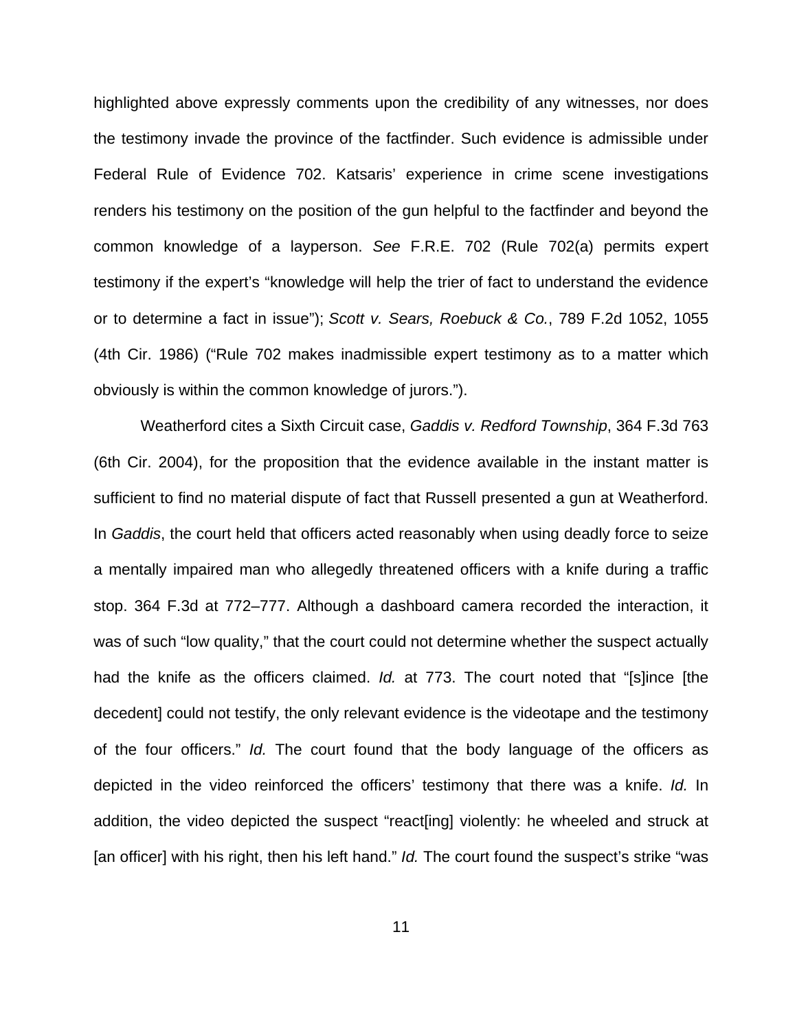highlighted above expressly comments upon the credibility of any witnesses, nor does the testimony invade the province of the factfinder. Such evidence is admissible under Federal Rule of Evidence 702. Katsaris' experience in crime scene investigations renders his testimony on the position of the gun helpful to the factfinder and beyond the common knowledge of a layperson. *See* F.R.E. 702 (Rule 702(a) permits expert testimony if the expert's "knowledge will help the trier of fact to understand the evidence or to determine a fact in issue"); *Scott v. Sears, Roebuck & Co.*, 789 F.2d 1052, 1055 (4th Cir. 1986) ("Rule 702 makes inadmissible expert testimony as to a matter which obviously is within the common knowledge of jurors.").

Weatherford cites a Sixth Circuit case, *Gaddis v. Redford Township*, 364 F.3d 763 (6th Cir. 2004), for the proposition that the evidence available in the instant matter is sufficient to find no material dispute of fact that Russell presented a gun at Weatherford. In *Gaddis*, the court held that officers acted reasonably when using deadly force to seize a mentally impaired man who allegedly threatened officers with a knife during a traffic stop. 364 F.3d at 772–777. Although a dashboard camera recorded the interaction, it was of such "low quality," that the court could not determine whether the suspect actually had the knife as the officers claimed. *Id.* at 773. The court noted that "[s]ince [the decedent] could not testify, the only relevant evidence is the videotape and the testimony of the four officers." *Id.* The court found that the body language of the officers as depicted in the video reinforced the officers' testimony that there was a knife. *Id.* In addition, the video depicted the suspect "react[ing] violently: he wheeled and struck at [an officer] with his right, then his left hand." *Id.* The court found the suspect's strike "was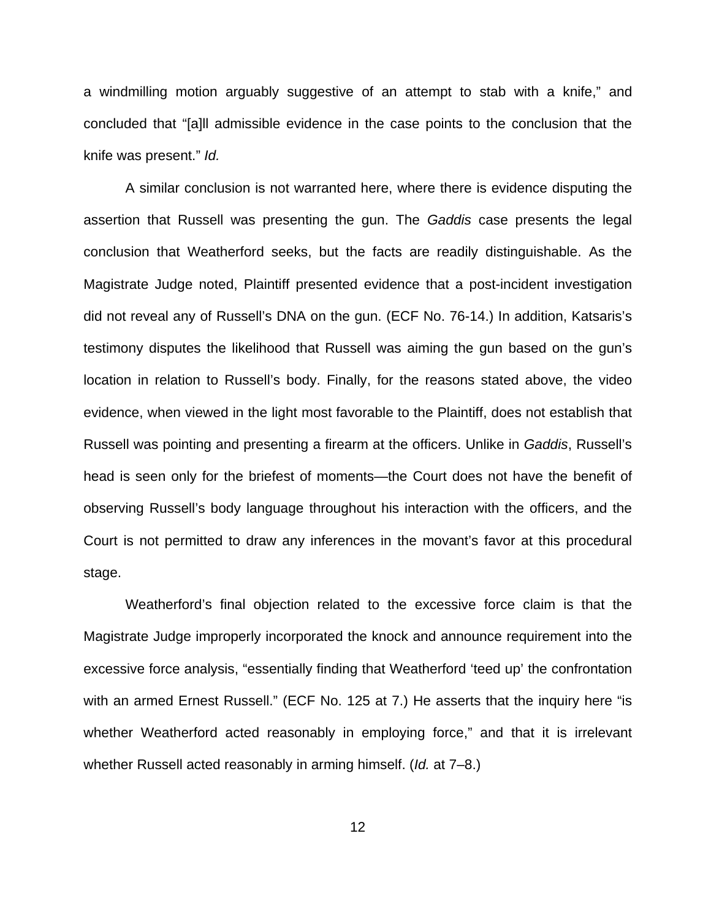a windmilling motion arguably suggestive of an attempt to stab with a knife," and concluded that "[a]ll admissible evidence in the case points to the conclusion that the knife was present." *Id.*

A similar conclusion is not warranted here, where there is evidence disputing the assertion that Russell was presenting the gun. The *Gaddis* case presents the legal conclusion that Weatherford seeks, but the facts are readily distinguishable. As the Magistrate Judge noted, Plaintiff presented evidence that a post-incident investigation did not reveal any of Russell's DNA on the gun. (ECF No. 76-14.) In addition, Katsaris's testimony disputes the likelihood that Russell was aiming the gun based on the gun's location in relation to Russell's body. Finally, for the reasons stated above, the video evidence, when viewed in the light most favorable to the Plaintiff, does not establish that Russell was pointing and presenting a firearm at the officers. Unlike in *Gaddis*, Russell's head is seen only for the briefest of moments—the Court does not have the benefit of observing Russell's body language throughout his interaction with the officers, and the Court is not permitted to draw any inferences in the movant's favor at this procedural stage.

Weatherford's final objection related to the excessive force claim is that the Magistrate Judge improperly incorporated the knock and announce requirement into the excessive force analysis, "essentially finding that Weatherford 'teed up' the confrontation with an armed Ernest Russell." (ECF No. 125 at 7.) He asserts that the inquiry here "is whether Weatherford acted reasonably in employing force," and that it is irrelevant whether Russell acted reasonably in arming himself. (*Id.* at 7–8.)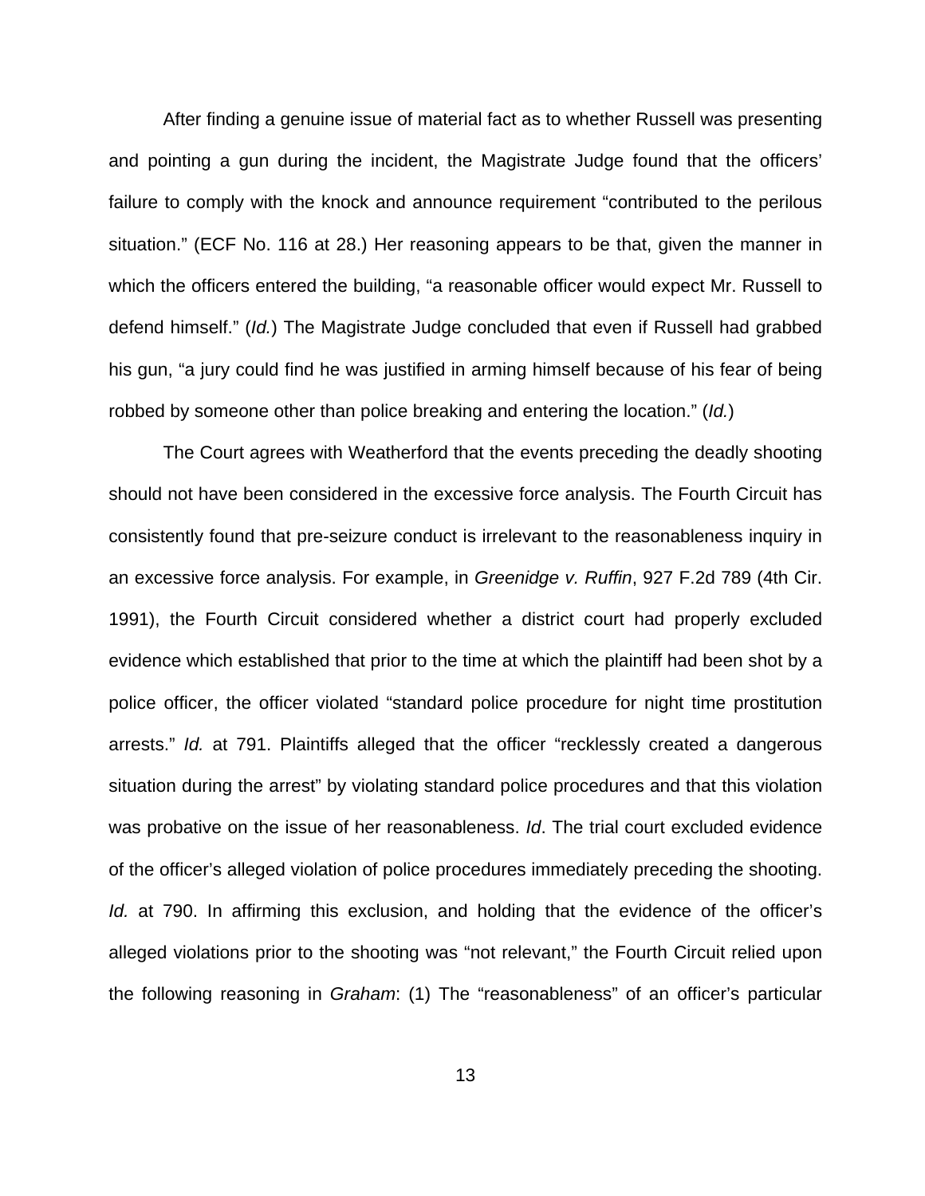After finding a genuine issue of material fact as to whether Russell was presenting and pointing a gun during the incident, the Magistrate Judge found that the officers' failure to comply with the knock and announce requirement "contributed to the perilous situation." (ECF No. 116 at 28.) Her reasoning appears to be that, given the manner in which the officers entered the building, "a reasonable officer would expect Mr. Russell to defend himself." (*Id.*) The Magistrate Judge concluded that even if Russell had grabbed his gun, "a jury could find he was justified in arming himself because of his fear of being robbed by someone other than police breaking and entering the location." (*Id.*)

The Court agrees with Weatherford that the events preceding the deadly shooting should not have been considered in the excessive force analysis. The Fourth Circuit has consistently found that pre-seizure conduct is irrelevant to the reasonableness inquiry in an excessive force analysis. For example, in *Greenidge v. Ruffin*, 927 F.2d 789 (4th Cir. 1991), the Fourth Circuit considered whether a district court had properly excluded evidence which established that prior to the time at which the plaintiff had been shot by a police officer, the officer violated "standard police procedure for night time prostitution arrests." *Id.* at 791. Plaintiffs alleged that the officer "recklessly created a dangerous situation during the arrest" by violating standard police procedures and that this violation was probative on the issue of her reasonableness. *Id*. The trial court excluded evidence of the officer's alleged violation of police procedures immediately preceding the shooting. *Id.* at 790. In affirming this exclusion, and holding that the evidence of the officer's alleged violations prior to the shooting was "not relevant," the Fourth Circuit relied upon the following reasoning in *Graham*: (1) The "reasonableness" of an officer's particular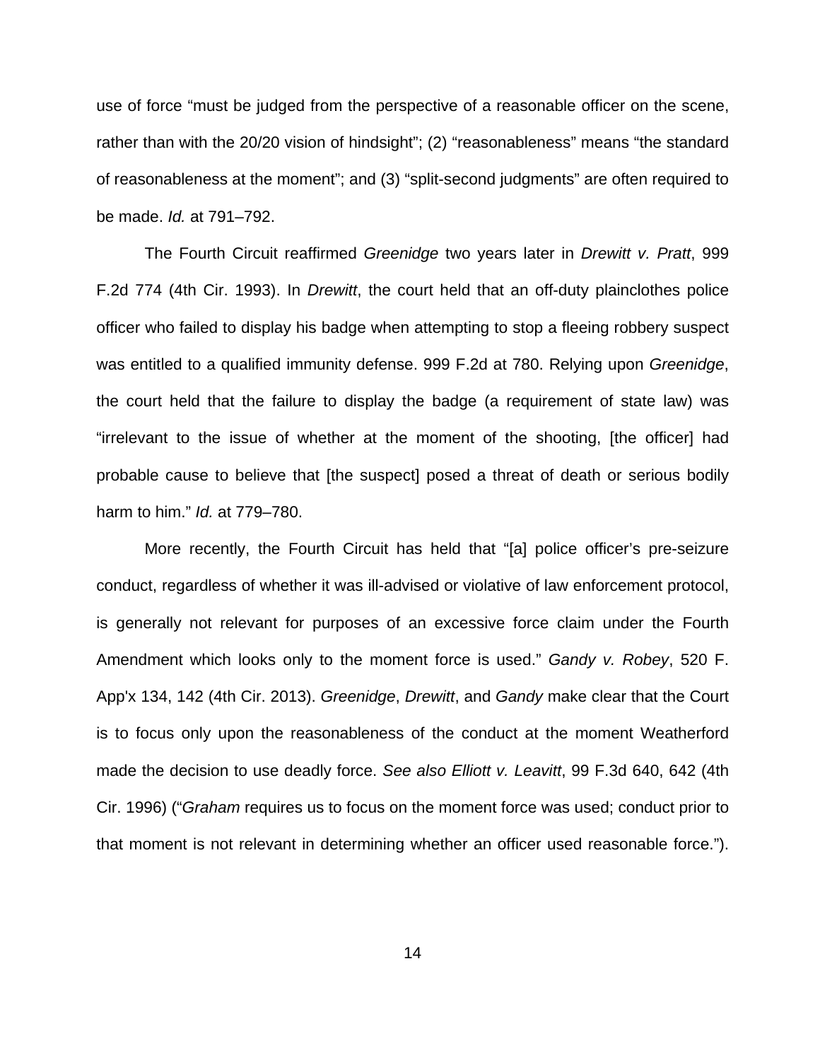use of force "must be judged from the perspective of a reasonable officer on the scene, rather than with the 20/20 vision of hindsight"; (2) "reasonableness" means "the standard of reasonableness at the moment"; and (3) "split-second judgments" are often required to be made. *Id.* at 791–792.

The Fourth Circuit reaffirmed *Greenidge* two years later in *Drewitt v. Pratt*, 999 F.2d 774 (4th Cir. 1993). In *Drewitt*, the court held that an off-duty plainclothes police officer who failed to display his badge when attempting to stop a fleeing robbery suspect was entitled to a qualified immunity defense. 999 F.2d at 780. Relying upon *Greenidge*, the court held that the failure to display the badge (a requirement of state law) was "irrelevant to the issue of whether at the moment of the shooting, [the officer] had probable cause to believe that [the suspect] posed a threat of death or serious bodily harm to him." *Id.* at 779–780.

More recently, the Fourth Circuit has held that "[a] police officer's pre-seizure conduct, regardless of whether it was ill-advised or violative of law enforcement protocol, is generally not relevant for purposes of an excessive force claim under the Fourth Amendment which looks only to the moment force is used." *Gandy v. Robey*, 520 F. App'x 134, 142 (4th Cir. 2013). *Greenidge*, *Drewitt*, and *Gandy* make clear that the Court is to focus only upon the reasonableness of the conduct at the moment Weatherford made the decision to use deadly force. *See also Elliott v. Leavitt*, 99 F.3d 640, 642 (4th Cir. 1996) ("*Graham* requires us to focus on the moment force was used; conduct prior to that moment is not relevant in determining whether an officer used reasonable force.").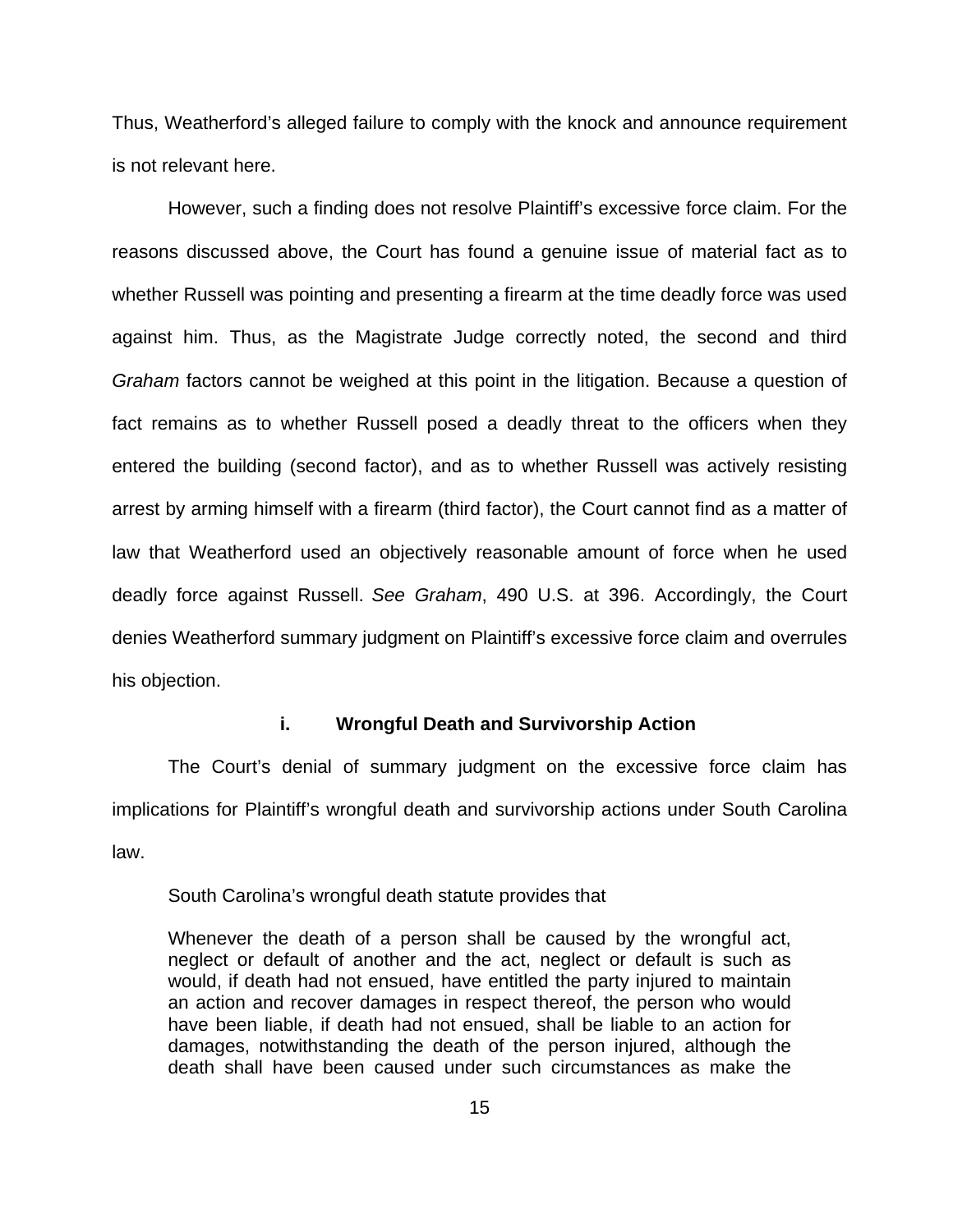Thus, Weatherford's alleged failure to comply with the knock and announce requirement is not relevant here.

However, such a finding does not resolve Plaintiff's excessive force claim. For the reasons discussed above, the Court has found a genuine issue of material fact as to whether Russell was pointing and presenting a firearm at the time deadly force was used against him. Thus, as the Magistrate Judge correctly noted, the second and third *Graham* factors cannot be weighed at this point in the litigation. Because a question of fact remains as to whether Russell posed a deadly threat to the officers when they entered the building (second factor), and as to whether Russell was actively resisting arrest by arming himself with a firearm (third factor), the Court cannot find as a matter of law that Weatherford used an objectively reasonable amount of force when he used deadly force against Russell. *See Graham*, 490 U.S. at 396. Accordingly, the Court denies Weatherford summary judgment on Plaintiff's excessive force claim and overrules his objection.

**i. Wrongful Death and Survivorship Action**

The Court's denial of summary judgment on the excessive force claim has implications for Plaintiff's wrongful death and survivorship actions under South Carolina law.

South Carolina's wrongful death statute provides that

> Whenever the death of a person shall be caused by the wrongful act, neglect or default of another and the act, neglect or default is such as would, if death had not ensued, have entitled the party injured to maintain an action and recover damages in respect thereof, the person who would have been liable, if death had not ensued, shall be liable to an action for damages, notwithstanding the death of the person injured, although the death shall have been caused under such circumstances as make the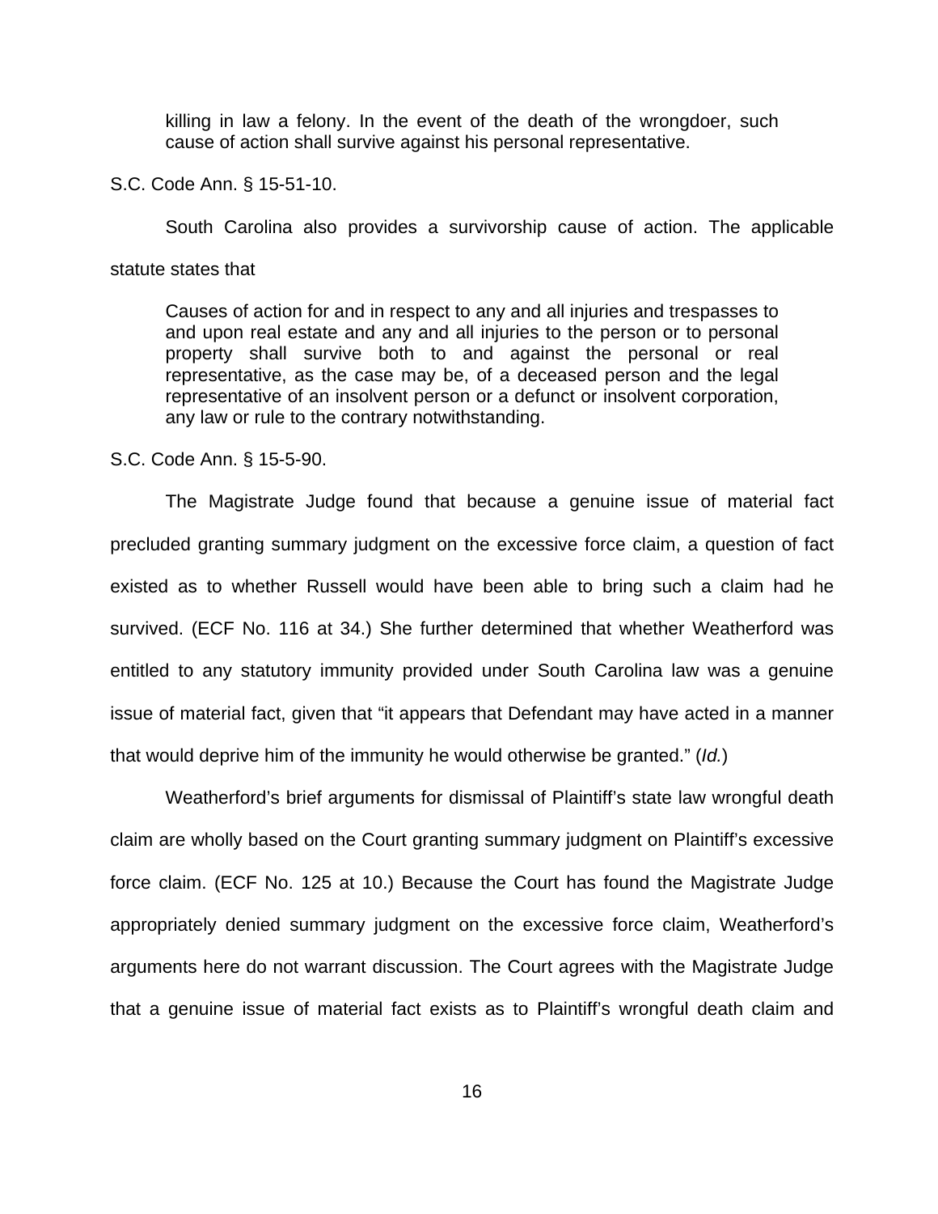> killing in law a felony. In the event of the death of the wrongdoer, such cause of action shall survive against his personal representative.

S.C. Code Ann. § 15-51-10.

South Carolina also provides a survivorship cause of action. The applicable statute states that

> Causes of action for and in respect to any and all injuries and trespasses to and upon real estate and any and all injuries to the person or to personal property shall survive both to and against the personal or real representative, as the case may be, of a deceased person and the legal representative of an insolvent person or a defunct or insolvent corporation, any law or rule to the contrary notwithstanding.

S.C. Code Ann. § 15-5-90.

The Magistrate Judge found that because a genuine issue of material fact precluded granting summary judgment on the excessive force claim, a question of fact existed as to whether Russell would have been able to bring such a claim had he survived. (ECF No. 116 at 34.) She further determined that whether Weatherford was entitled to any statutory immunity provided under South Carolina law was a genuine issue of material fact, given that "it appears that Defendant may have acted in a manner that would deprive him of the immunity he would otherwise be granted." (*Id.*)

Weatherford's brief arguments for dismissal of Plaintiff's state law wrongful death claim are wholly based on the Court granting summary judgment on Plaintiff's excessive force claim. (ECF No. 125 at 10.) Because the Court has found the Magistrate Judge appropriately denied summary judgment on the excessive force claim, Weatherford's arguments here do not warrant discussion. The Court agrees with the Magistrate Judge that a genuine issue of material fact exists as to Plaintiff's wrongful death claim and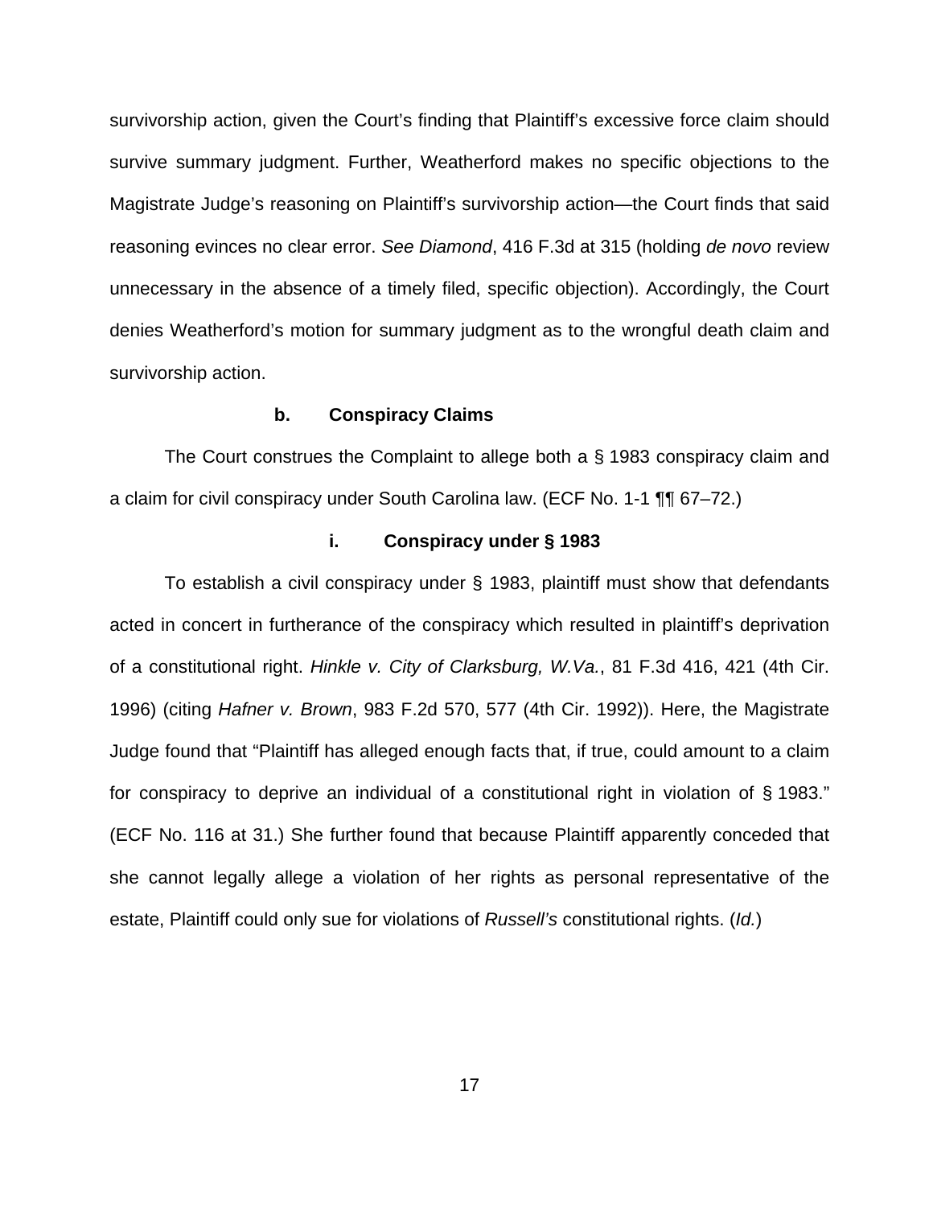survivorship action, given the Court's finding that Plaintiff's excessive force claim should survive summary judgment. Further, Weatherford makes no specific objections to the Magistrate Judge's reasoning on Plaintiff's survivorship action—the Court finds that said reasoning evinces no clear error. *See Diamond*, 416 F.3d at 315 (holding *de novo* review unnecessary in the absence of a timely filed, specific objection). Accordingly, the Court denies Weatherford's motion for summary judgment as to the wrongful death claim and survivorship action.

**b. Conspiracy Claims**

The Court construes the Complaint to allege both a § 1983 conspiracy claim and a claim for civil conspiracy under South Carolina law. (ECF No. 1-1 ¶¶ 67–72.)

**i. Conspiracy under § 1983**

To establish a civil conspiracy under § 1983, plaintiff must show that defendants acted in concert in furtherance of the conspiracy which resulted in plaintiff's deprivation of a constitutional right. *Hinkle v. City of Clarksburg, W.Va.*, 81 F.3d 416, 421 (4th Cir. 1996) (citing *Hafner v. Brown*, 983 F.2d 570, 577 (4th Cir. 1992)). Here, the Magistrate Judge found that "Plaintiff has alleged enough facts that, if true, could amount to a claim for conspiracy to deprive an individual of a constitutional right in violation of § 1983." (ECF No. 116 at 31.) She further found that because Plaintiff apparently conceded that she cannot legally allege a violation of her rights as personal representative of the estate, Plaintiff could only sue for violations of *Russell's* constitutional rights. (*Id.*)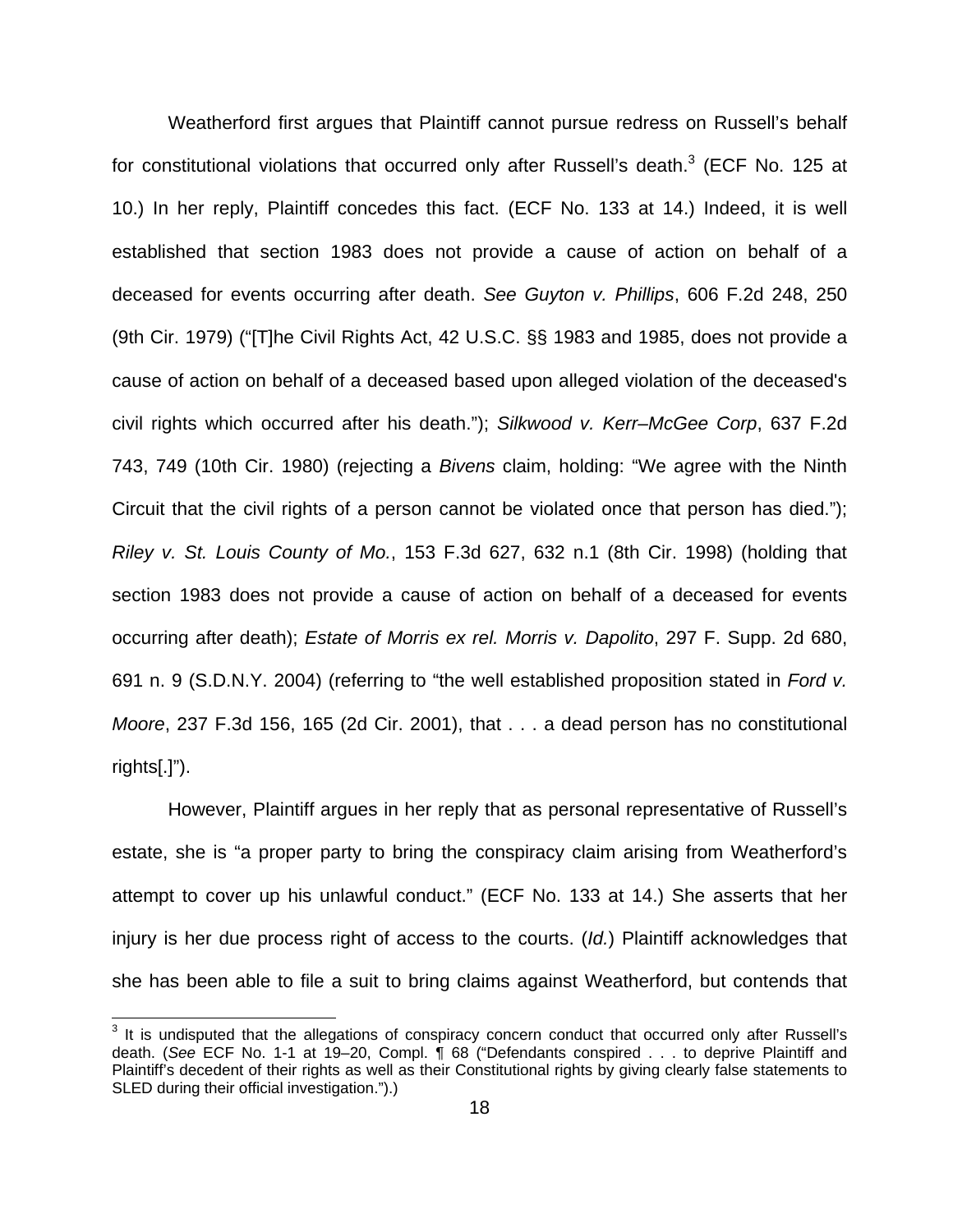Weatherford first argues that Plaintiff cannot pursue redress on Russell's behalf for constitutional violations that occurred only after Russell's death.[3] (ECF No. 125 at 10.) In her reply, Plaintiff concedes this fact. (ECF No. 133 at 14.) Indeed, it is well established that section 1983 does not provide a cause of action on behalf of a deceased for events occurring after death. *See Guyton v. Phillips*, 606 F.2d 248, 250 (9th Cir. 1979) ("[T]he Civil Rights Act, 42 U.S.C. §§ 1983 and 1985, does not provide a cause of action on behalf of a deceased based upon alleged violation of the deceased's civil rights which occurred after his death."); *Silkwood v. Kerr–McGee Corp*, 637 F.2d 743, 749 (10th Cir. 1980) (rejecting a *Bivens* claim, holding: "We agree with the Ninth Circuit that the civil rights of a person cannot be violated once that person has died."); *Riley v. St. Louis County of Mo.*, 153 F.3d 627, 632 n.1 (8th Cir. 1998) (holding that section 1983 does not provide a cause of action on behalf of a deceased for events occurring after death); *Estate of Morris ex rel. Morris v. Dapolito*, 297 F. Supp. 2d 680, 691 n. 9 (S.D.N.Y. 2004) (referring to "the well established proposition stated in *Ford v. Moore*, 237 F.3d 156, 165 (2d Cir. 2001), that . . . a dead person has no constitutional rights[.]").

However, Plaintiff argues in her reply that as personal representative of Russell's estate, she is "a proper party to bring the conspiracy claim arising from Weatherford's attempt to cover up his unlawful conduct." (ECF No. 133 at 14.) She asserts that her injury is her due process right of access to the courts. (*Id.*) Plaintiff acknowledges that she has been able to file a suit to bring claims against Weatherford, but contends that

---

[3] It is undisputed that the allegations of conspiracy concern conduct that occurred only after Russell's death. (*See* ECF No. 1-1 at 19–20, Compl. ¶ 68 ("Defendants conspired . . . to deprive Plaintiff and Plaintiff's decedent of their rights as well as their Constitutional rights by giving clearly false statements to SLED during their official investigation.").)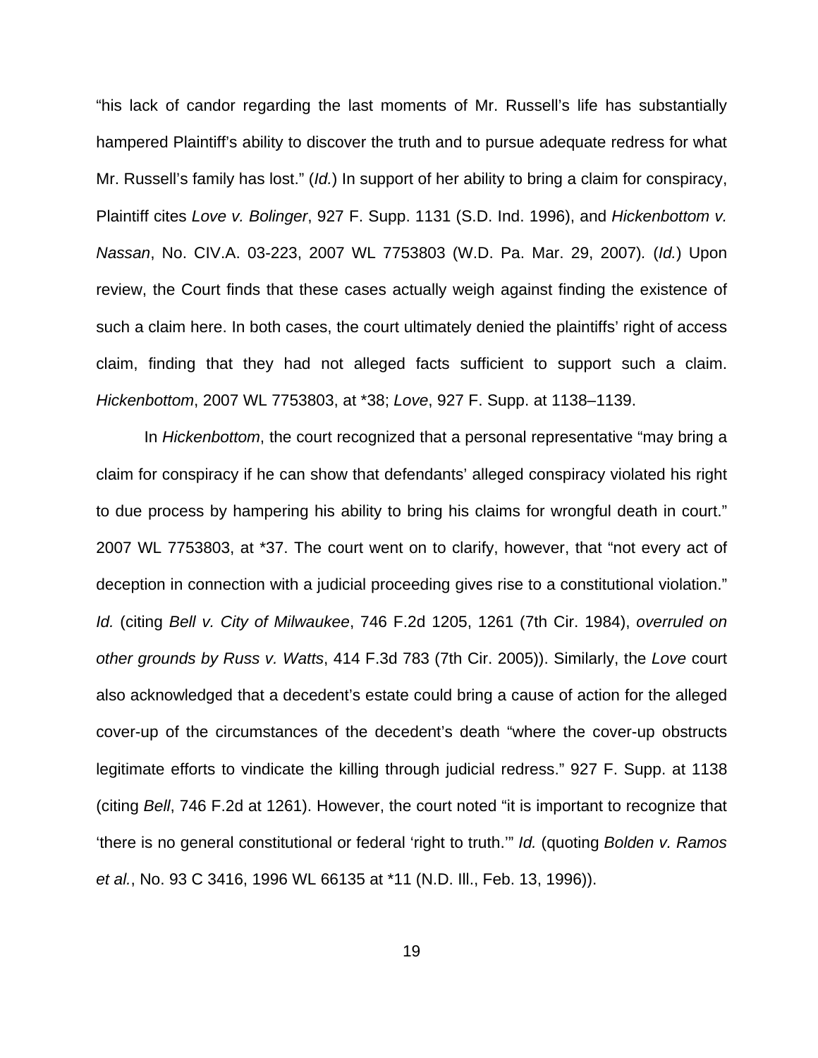"his lack of candor regarding the last moments of Mr. Russell's life has substantially hampered Plaintiff's ability to discover the truth and to pursue adequate redress for what Mr. Russell's family has lost." (*Id.*) In support of her ability to bring a claim for conspiracy, Plaintiff cites *Love v. Bolinger*, 927 F. Supp. 1131 (S.D. Ind. 1996), and *Hickenbottom v. Nassan*, No. CIV.A. 03-223, 2007 WL 7753803 (W.D. Pa. Mar. 29, 2007). (*Id.*) Upon review, the Court finds that these cases actually weigh against finding the existence of such a claim here. In both cases, the court ultimately denied the plaintiffs' right of access claim, finding that they had not alleged facts sufficient to support such a claim. *Hickenbottom*, 2007 WL 7753803, at *38; *Love*, 927 F. Supp. at 1138–1139.

In *Hickenbottom*, the court recognized that a personal representative "may bring a claim for conspiracy if he can show that defendants' alleged conspiracy violated his right to due process by hampering his ability to bring his claims for wrongful death in court." 2007 WL 7753803, at *37. The court went on to clarify, however, that "not every act of deception in connection with a judicial proceeding gives rise to a constitutional violation." *Id.* (citing *Bell v. City of Milwaukee*, 746 F.2d 1205, 1261 (7th Cir. 1984), *overruled on other grounds by Russ v. Watts*, 414 F.3d 783 (7th Cir. 2005)). Similarly, the *Love* court also acknowledged that a decedent's estate could bring a cause of action for the alleged cover-up of the circumstances of the decedent's death "where the cover-up obstructs legitimate efforts to vindicate the killing through judicial redress." 927 F. Supp. at 1138 (citing *Bell*, 746 F.2d at 1261). However, the court noted "it is important to recognize that 'there is no general constitutional or federal 'right to truth.'" *Id.* (quoting *Bolden v. Ramos et al.*, No. 93 C 3416, 1996 WL 66135 at *11 (N.D. Ill., Feb. 13, 1996)).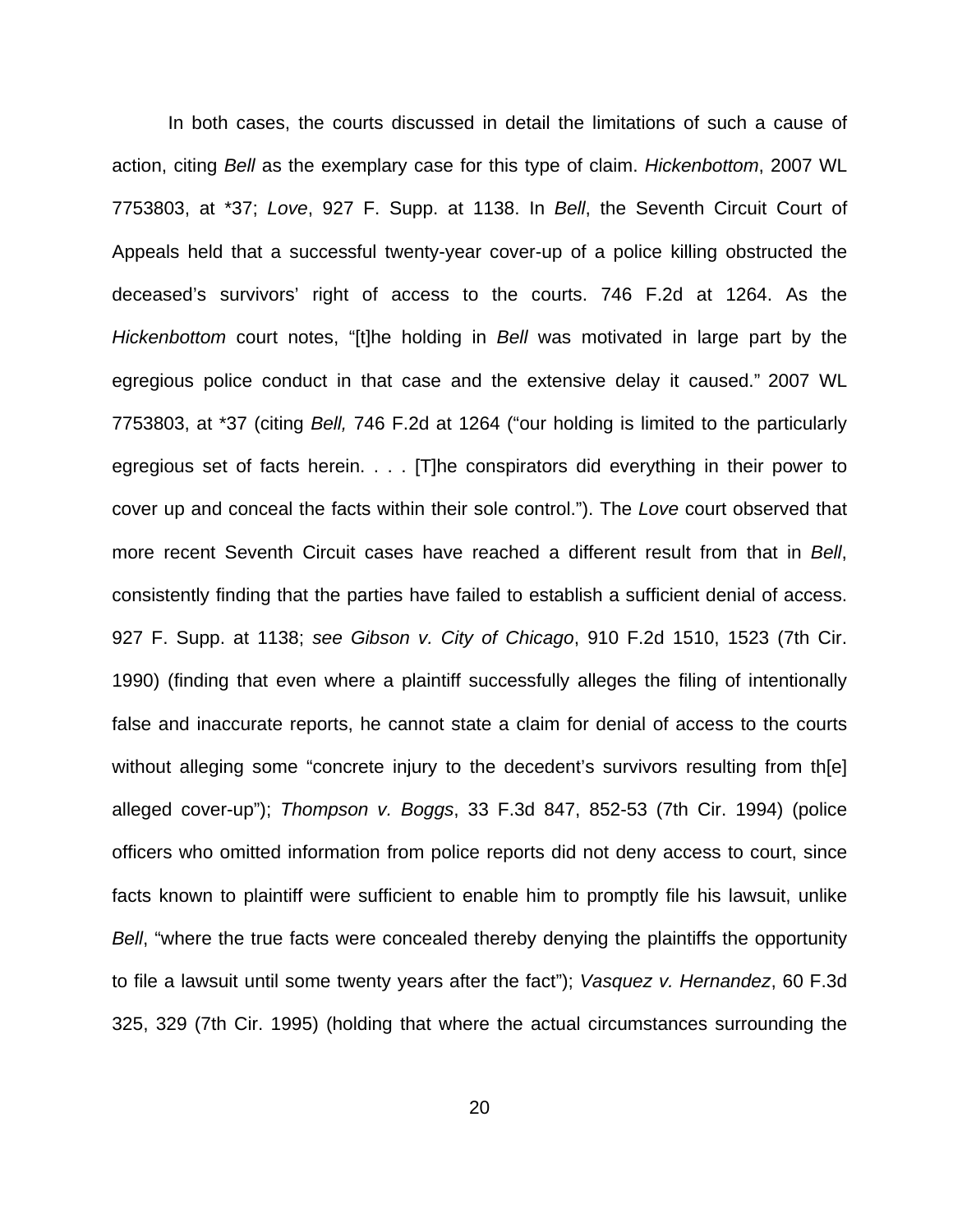In both cases, the courts discussed in detail the limitations of such a cause of action, citing *Bell* as the exemplary case for this type of claim. *Hickenbottom*, 2007 WL 7753803, at *37; *Love*, 927 F. Supp. at 1138. In *Bell*, the Seventh Circuit Court of Appeals held that a successful twenty-year cover-up of a police killing obstructed the deceased's survivors' right of access to the courts. 746 F.2d at 1264. As the *Hickenbottom* court notes, "[t]he holding in *Bell* was motivated in large part by the egregious police conduct in that case and the extensive delay it caused." 2007 WL 7753803, at *37 (citing *Bell,* 746 F.2d at 1264 ("our holding is limited to the particularly egregious set of facts herein. . . . [T]he conspirators did everything in their power to cover up and conceal the facts within their sole control."). The *Love* court observed that more recent Seventh Circuit cases have reached a different result from that in *Bell*, consistently finding that the parties have failed to establish a sufficient denial of access. 927 F. Supp. at 1138; *see Gibson v. City of Chicago*, 910 F.2d 1510, 1523 (7th Cir. 1990) (finding that even where a plaintiff successfully alleges the filing of intentionally false and inaccurate reports, he cannot state a claim for denial of access to the courts without alleging some "concrete injury to the decedent's survivors resulting from th[e] alleged cover-up"); *Thompson v. Boggs*, 33 F.3d 847, 852-53 (7th Cir. 1994) (police officers who omitted information from police reports did not deny access to court, since facts known to plaintiff were sufficient to enable him to promptly file his lawsuit, unlike *Bell*, "where the true facts were concealed thereby denying the plaintiffs the opportunity to file a lawsuit until some twenty years after the fact"); *Vasquez v. Hernandez*, 60 F.3d 325, 329 (7th Cir. 1995) (holding that where the actual circumstances surrounding the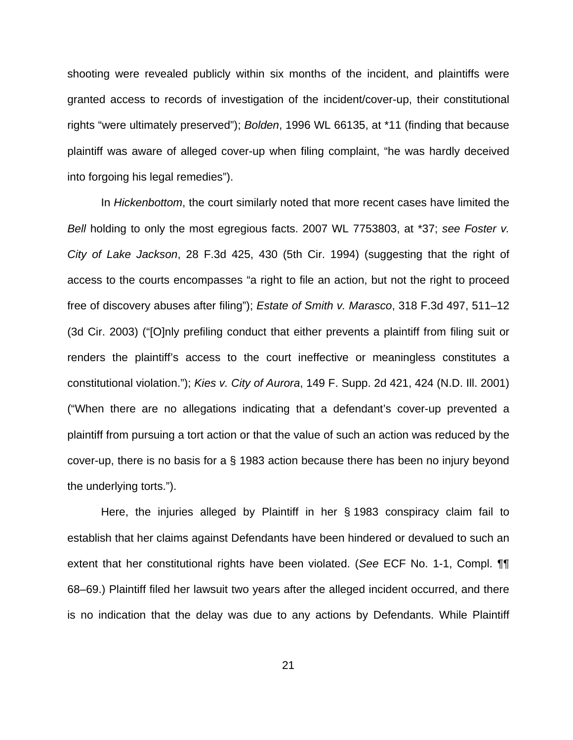shooting were revealed publicly within six months of the incident, and plaintiffs were granted access to records of investigation of the incident/cover-up, their constitutional rights "were ultimately preserved"); *Bolden*, 1996 WL 66135, at *11 (finding that because plaintiff was aware of alleged cover-up when filing complaint, "he was hardly deceived into forgoing his legal remedies").

In *Hickenbottom*, the court similarly noted that more recent cases have limited the *Bell* holding to only the most egregious facts. 2007 WL 7753803, at *37; *see Foster v. City of Lake Jackson*, 28 F.3d 425, 430 (5th Cir. 1994) (suggesting that the right of access to the courts encompasses "a right to file an action, but not the right to proceed free of discovery abuses after filing"); *Estate of Smith v. Marasco*, 318 F.3d 497, 511–12 (3d Cir. 2003) ("[O]nly prefiling conduct that either prevents a plaintiff from filing suit or renders the plaintiff's access to the court ineffective or meaningless constitutes a constitutional violation."); *Kies v. City of Aurora*, 149 F. Supp. 2d 421, 424 (N.D. Ill. 2001) ("When there are no allegations indicating that a defendant's cover-up prevented a plaintiff from pursuing a tort action or that the value of such an action was reduced by the cover-up, there is no basis for a § 1983 action because there has been no injury beyond the underlying torts.").

Here, the injuries alleged by Plaintiff in her § 1983 conspiracy claim fail to establish that her claims against Defendants have been hindered or devalued to such an extent that her constitutional rights have been violated. (*See* ECF No. 1-1, Compl. ¶¶ 68–69.) Plaintiff filed her lawsuit two years after the alleged incident occurred, and there is no indication that the delay was due to any actions by Defendants. While Plaintiff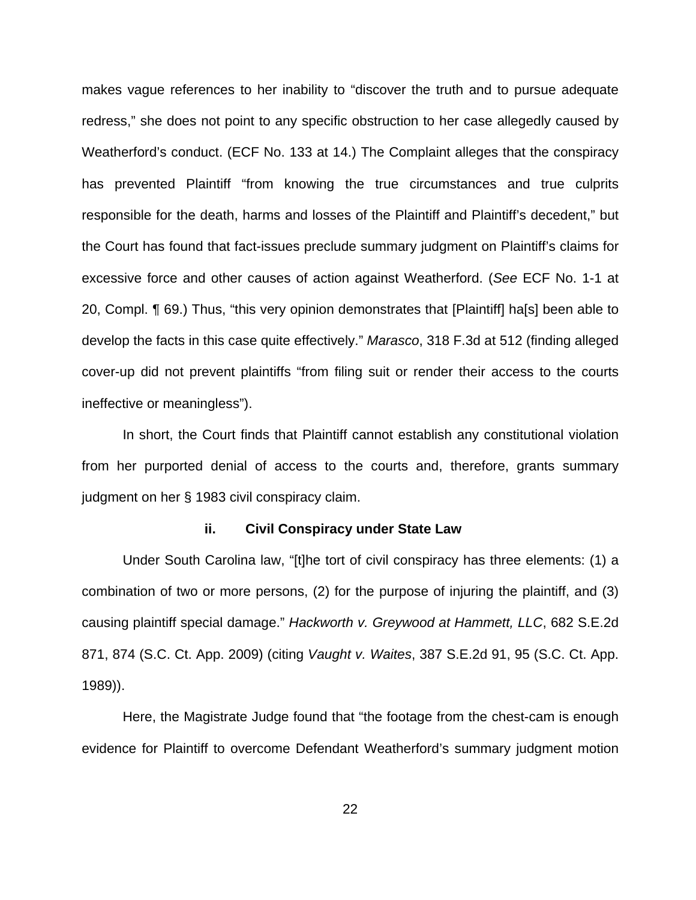makes vague references to her inability to "discover the truth and to pursue adequate redress," she does not point to any specific obstruction to her case allegedly caused by Weatherford's conduct. (ECF No. 133 at 14.) The Complaint alleges that the conspiracy has prevented Plaintiff "from knowing the true circumstances and true culprits responsible for the death, harms and losses of the Plaintiff and Plaintiff's decedent," but the Court has found that fact-issues preclude summary judgment on Plaintiff's claims for excessive force and other causes of action against Weatherford. (*See* ECF No. 1-1 at 20, Compl. ¶ 69.) Thus, "this very opinion demonstrates that [Plaintiff] ha[s] been able to develop the facts in this case quite effectively." *Marasco*, 318 F.3d at 512 (finding alleged cover-up did not prevent plaintiffs "from filing suit or render their access to the courts ineffective or meaningless").

In short, the Court finds that Plaintiff cannot establish any constitutional violation from her purported denial of access to the courts and, therefore, grants summary judgment on her § 1983 civil conspiracy claim.

#### ii. Civil Conspiracy under State Law

Under South Carolina law, "[t]he tort of civil conspiracy has three elements: (1) a combination of two or more persons, (2) for the purpose of injuring the plaintiff, and (3) causing plaintiff special damage." *Hackworth v. Greywood at Hammett, LLC*, 682 S.E.2d 871, 874 (S.C. Ct. App. 2009) (citing *Vaught v. Waites*, 387 S.E.2d 91, 95 (S.C. Ct. App. 1989)).

Here, the Magistrate Judge found that "the footage from the chest-cam is enough evidence for Plaintiff to overcome Defendant Weatherford's summary judgment motion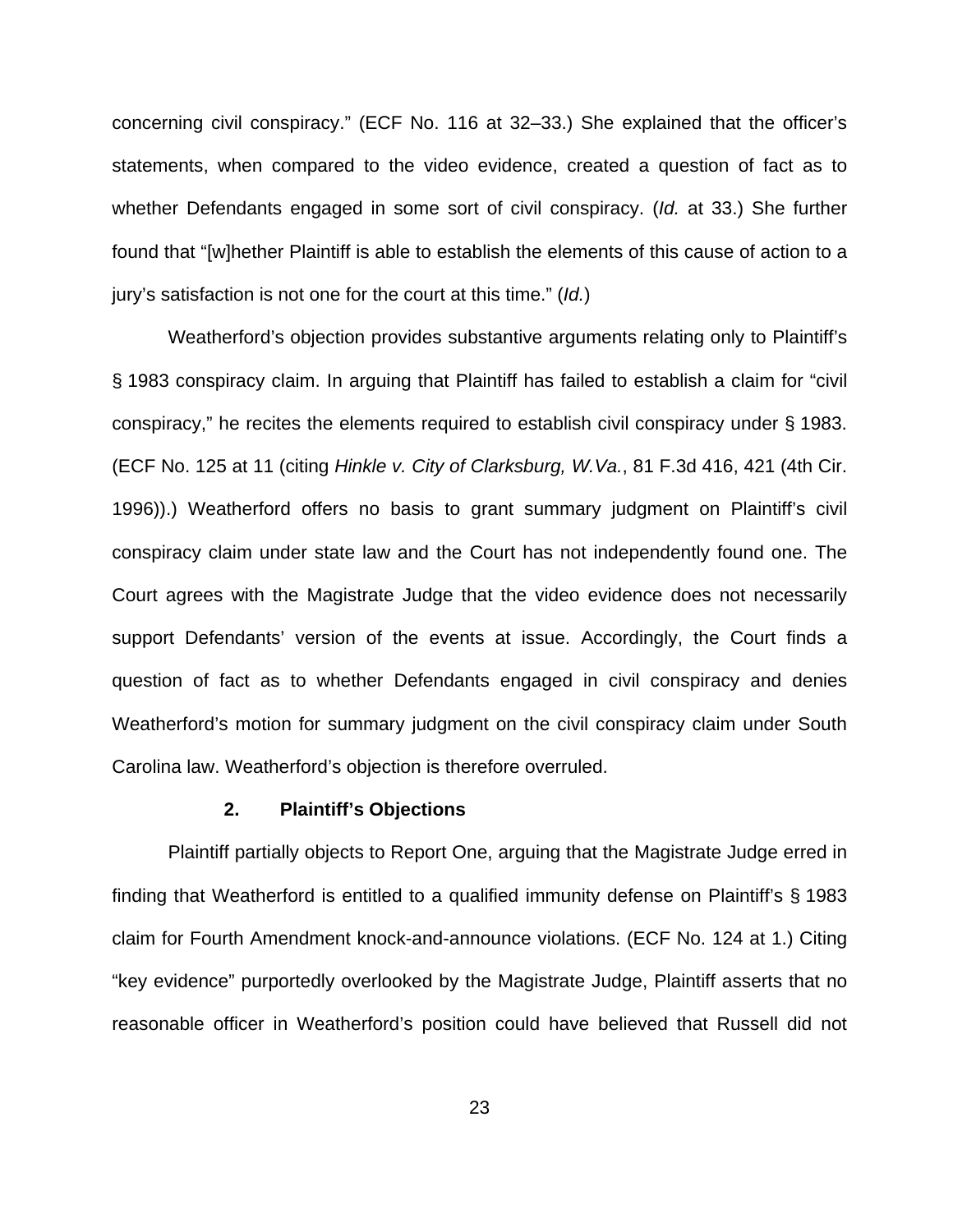concerning civil conspiracy." (ECF No. 116 at 32–33.) She explained that the officer's statements, when compared to the video evidence, created a question of fact as to whether Defendants engaged in some sort of civil conspiracy. (*Id.* at 33.) She further found that "[w]hether Plaintiff is able to establish the elements of this cause of action to a jury's satisfaction is not one for the court at this time." (*Id.*)

Weatherford's objection provides substantive arguments relating only to Plaintiff's § 1983 conspiracy claim. In arguing that Plaintiff has failed to establish a claim for "civil conspiracy," he recites the elements required to establish civil conspiracy under § 1983. (ECF No. 125 at 11 (citing *Hinkle v. City of Clarksburg, W.Va.*, 81 F.3d 416, 421 (4th Cir. 1996)).) Weatherford offers no basis to grant summary judgment on Plaintiff's civil conspiracy claim under state law and the Court has not independently found one. The Court agrees with the Magistrate Judge that the video evidence does not necessarily support Defendants' version of the events at issue. Accordingly, the Court finds a question of fact as to whether Defendants engaged in civil conspiracy and denies Weatherford's motion for summary judgment on the civil conspiracy claim under South Carolina law. Weatherford's objection is therefore overruled.

### 2. Plaintiff's Objections

Plaintiff partially objects to Report One, arguing that the Magistrate Judge erred in finding that Weatherford is entitled to a qualified immunity defense on Plaintiff's § 1983 claim for Fourth Amendment knock-and-announce violations. (ECF No. 124 at 1.) Citing "key evidence" purportedly overlooked by the Magistrate Judge, Plaintiff asserts that no reasonable officer in Weatherford's position could have believed that Russell did not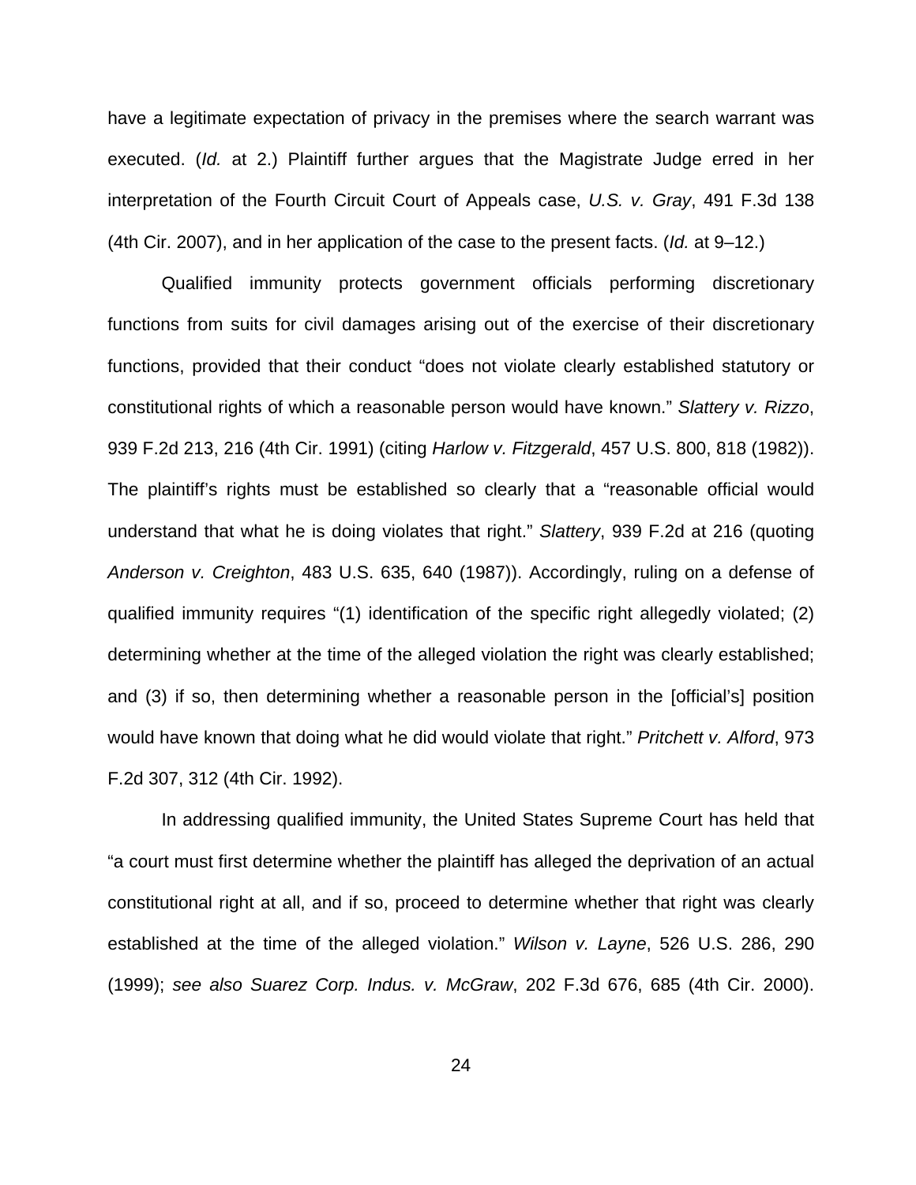have a legitimate expectation of privacy in the premises where the search warrant was executed. (*Id.* at 2.) Plaintiff further argues that the Magistrate Judge erred in her interpretation of the Fourth Circuit Court of Appeals case, *U.S. v. Gray*, 491 F.3d 138 (4th Cir. 2007), and in her application of the case to the present facts. (*Id.* at 9–12.)

Qualified immunity protects government officials performing discretionary functions from suits for civil damages arising out of the exercise of their discretionary functions, provided that their conduct "does not violate clearly established statutory or constitutional rights of which a reasonable person would have known." *Slattery v. Rizzo*, 939 F.2d 213, 216 (4th Cir. 1991) (citing *Harlow v. Fitzgerald*, 457 U.S. 800, 818 (1982)). The plaintiff's rights must be established so clearly that a "reasonable official would understand that what he is doing violates that right." *Slattery*, 939 F.2d at 216 (quoting *Anderson v. Creighton*, 483 U.S. 635, 640 (1987)). Accordingly, ruling on a defense of qualified immunity requires "(1) identification of the specific right allegedly violated; (2) determining whether at the time of the alleged violation the right was clearly established; and (3) if so, then determining whether a reasonable person in the [official's] position would have known that doing what he did would violate that right." *Pritchett v. Alford*, 973 F.2d 307, 312 (4th Cir. 1992).

In addressing qualified immunity, the United States Supreme Court has held that "a court must first determine whether the plaintiff has alleged the deprivation of an actual constitutional right at all, and if so, proceed to determine whether that right was clearly established at the time of the alleged violation." *Wilson v. Layne*, 526 U.S. 286, 290 (1999); *see also Suarez Corp. Indus. v. McGraw*, 202 F.3d 676, 685 (4th Cir. 2000).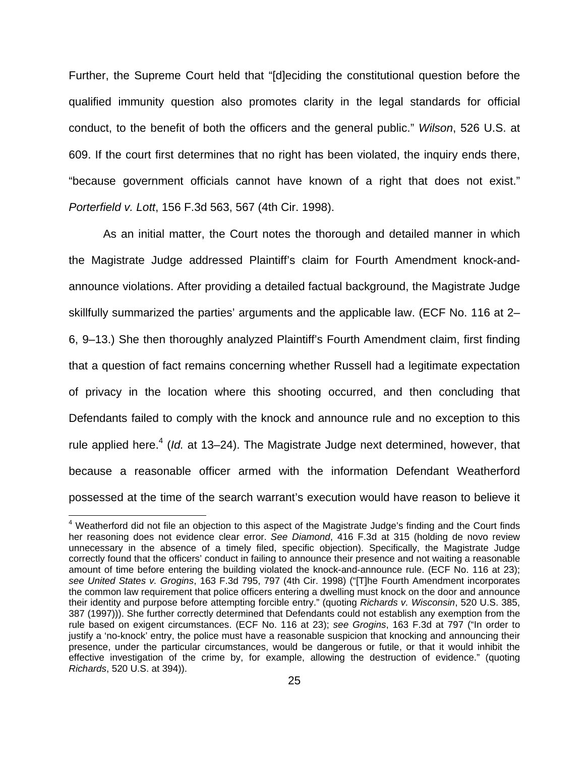Further, the Supreme Court held that "[d]eciding the constitutional question before the qualified immunity question also promotes clarity in the legal standards for official conduct, to the benefit of both the officers and the general public." *Wilson*, 526 U.S. at 609. If the court first determines that no right has been violated, the inquiry ends there, "because government officials cannot have known of a right that does not exist." *Porterfield v. Lott*, 156 F.3d 563, 567 (4th Cir. 1998).

As an initial matter, the Court notes the thorough and detailed manner in which the Magistrate Judge addressed Plaintiff's claim for Fourth Amendment knock-and-announce violations. After providing a detailed factual background, the Magistrate Judge skillfully summarized the parties' arguments and the applicable law. (ECF No. 116 at 2–6, 9–13.) She then thoroughly analyzed Plaintiff's Fourth Amendment claim, first finding that a question of fact remains concerning whether Russell had a legitimate expectation of privacy in the location where this shooting occurred, and then concluding that Defendants failed to comply with the knock and announce rule and no exception to this rule applied here.[4] (*Id.* at 13–24). The Magistrate Judge next determined, however, that because a reasonable officer armed with the information Defendant Weatherford possessed at the time of the search warrant's execution would have reason to believe it

---

[4] Weatherford did not file an objection to this aspect of the Magistrate Judge's finding and the Court finds her reasoning does not evidence clear error. *See Diamond*, 416 F.3d at 315 (holding de novo review unnecessary in the absence of a timely filed, specific objection). Specifically, the Magistrate Judge correctly found that the officers' conduct in failing to announce their presence and not waiting a reasonable amount of time before entering the building violated the knock-and-announce rule. (ECF No. 116 at 23); *see United States v. Grogins*, 163 F.3d 795, 797 (4th Cir. 1998) ("[T]he Fourth Amendment incorporates the common law requirement that police officers entering a dwelling must knock on the door and announce their identity and purpose before attempting forcible entry." (quoting *Richards v. Wisconsin*, 520 U.S. 385, 387 (1997))). She further correctly determined that Defendants could not establish any exemption from the rule based on exigent circumstances. (ECF No. 116 at 23); *see Grogins*, 163 F.3d at 797 ("In order to justify a 'no-knock' entry, the police must have a reasonable suspicion that knocking and announcing their presence, under the particular circumstances, would be dangerous or futile, or that it would inhibit the effective investigation of the crime by, for example, allowing the destruction of evidence." (quoting *Richards*, 520 U.S. at 394)).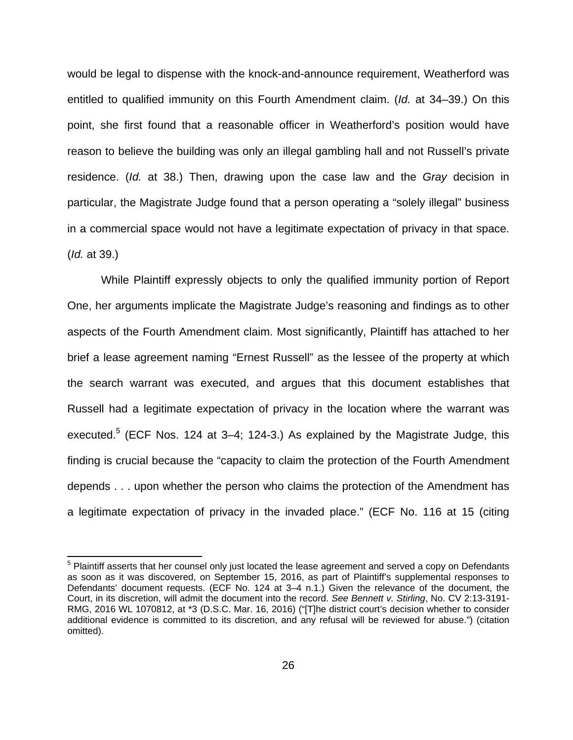would be legal to dispense with the knock-and-announce requirement, Weatherford was entitled to qualified immunity on this Fourth Amendment claim. (*Id.* at 34–39.) On this point, she first found that a reasonable officer in Weatherford's position would have reason to believe the building was only an illegal gambling hall and not Russell's private residence. (*Id.* at 38.) Then, drawing upon the case law and the *Gray* decision in particular, the Magistrate Judge found that a person operating a "solely illegal" business in a commercial space would not have a legitimate expectation of privacy in that space. (*Id.* at 39.)

While Plaintiff expressly objects to only the qualified immunity portion of Report One, her arguments implicate the Magistrate Judge's reasoning and findings as to other aspects of the Fourth Amendment claim. Most significantly, Plaintiff has attached to her brief a lease agreement naming "Ernest Russell" as the lessee of the property at which the search warrant was executed, and argues that this document establishes that Russell had a legitimate expectation of privacy in the location where the warrant was executed.[5] (ECF Nos. 124 at 3–4; 124-3.) As explained by the Magistrate Judge, this finding is crucial because the "capacity to claim the protection of the Fourth Amendment depends . . . upon whether the person who claims the protection of the Amendment has a legitimate expectation of privacy in the invaded place." (ECF No. 116 at 15 (citing

[5] Plaintiff asserts that her counsel only just located the lease agreement and served a copy on Defendants as soon as it was discovered, on September 15, 2016, as part of Plaintiff's supplemental responses to Defendants' document requests. (ECF No. 124 at 3–4 n.1.) Given the relevance of the document, the Court, in its discretion, will admit the document into the record. *See Bennett v. Stirling*, No. CV 2:13-3191-RMG, 2016 WL 1070812, at *3 (D.S.C. Mar. 16, 2016) ("[T]he district court's decision whether to consider additional evidence is committed to its discretion, and any refusal will be reviewed for abuse.") (citation omitted).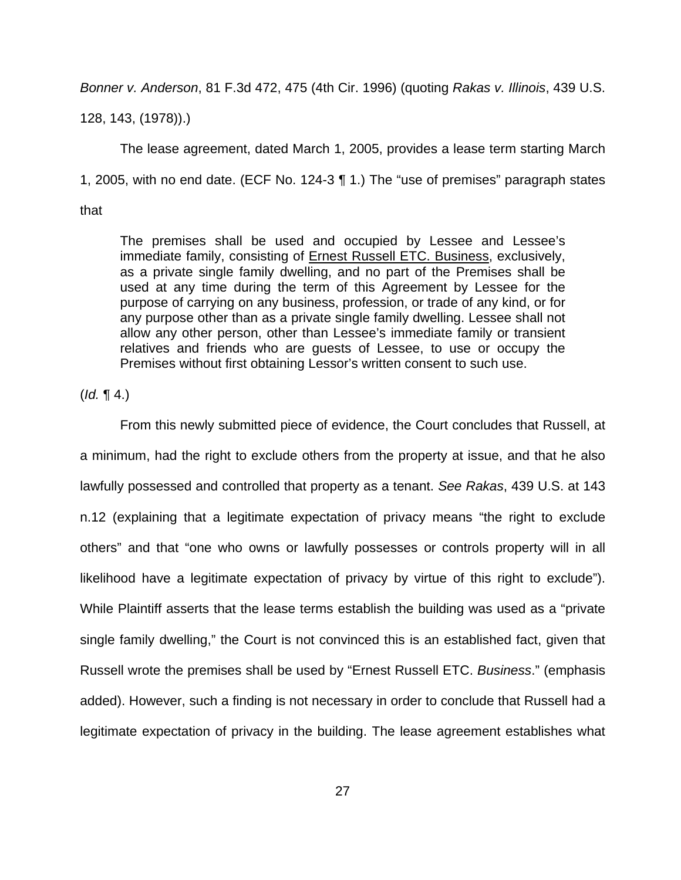*Bonner v. Anderson*, 81 F.3d 472, 475 (4th Cir. 1996) (quoting *Rakas v. Illinois*, 439 U.S. 128, 143, (1978)).)

The lease agreement, dated March 1, 2005, provides a lease term starting March 1, 2005, with no end date. (ECF No. 124-3 ¶ 1.) The "use of premises" paragraph states that

> The premises shall be used and occupied by Lessee and Lessee's immediate family, consisting of <u>Ernest Russell ETC. Business</u>, exclusively, as a private single family dwelling, and no part of the Premises shall be used at any time during the term of this Agreement by Lessee for the purpose of carrying on any business, profession, or trade of any kind, or for any purpose other than as a private single family dwelling. Lessee shall not allow any other person, other than Lessee's immediate family or transient relatives and friends who are guests of Lessee, to use or occupy the Premises without first obtaining Lessor's written consent to such use.

(*Id.* ¶ 4.)

From this newly submitted piece of evidence, the Court concludes that Russell, at a minimum, had the right to exclude others from the property at issue, and that he also lawfully possessed and controlled that property as a tenant. *See Rakas*, 439 U.S. at 143 n.12 (explaining that a legitimate expectation of privacy means "the right to exclude others" and that "one who owns or lawfully possesses or controls property will in all likelihood have a legitimate expectation of privacy by virtue of this right to exclude"). While Plaintiff asserts that the lease terms establish the building was used as a "private single family dwelling," the Court is not convinced this is an established fact, given that Russell wrote the premises shall be used by "Ernest Russell ETC. *Business*." (emphasis added). However, such a finding is not necessary in order to conclude that Russell had a legitimate expectation of privacy in the building. The lease agreement establishes what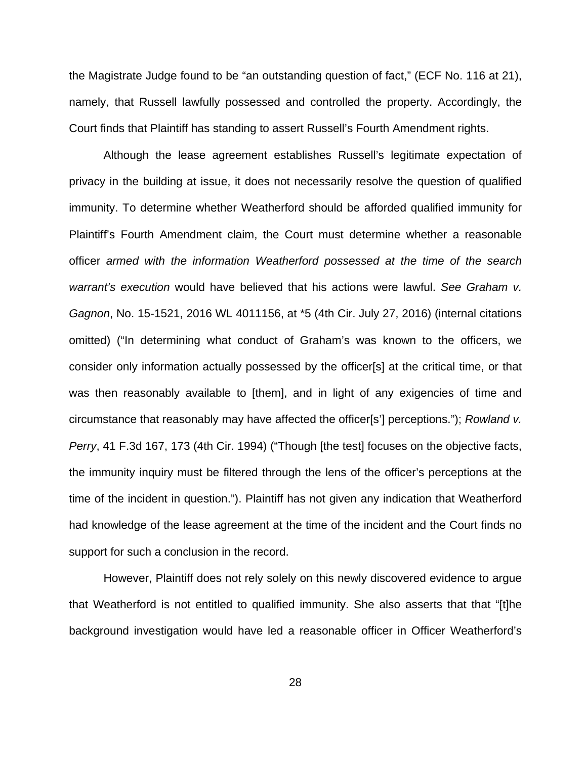the Magistrate Judge found to be "an outstanding question of fact," (ECF No. 116 at 21), namely, that Russell lawfully possessed and controlled the property. Accordingly, the Court finds that Plaintiff has standing to assert Russell's Fourth Amendment rights.

Although the lease agreement establishes Russell's legitimate expectation of privacy in the building at issue, it does not necessarily resolve the question of qualified immunity. To determine whether Weatherford should be afforded qualified immunity for Plaintiff's Fourth Amendment claim, the Court must determine whether a reasonable officer *armed with the information Weatherford possessed at the time of the search warrant's execution* would have believed that his actions were lawful. *See Graham v. Gagnon*, No. 15-1521, 2016 WL 4011156, at *5 (4th Cir. July 27, 2016) (internal citations omitted) ("In determining what conduct of Graham's was known to the officers, we consider only information actually possessed by the officer[s] at the critical time, or that was then reasonably available to [them], and in light of any exigencies of time and circumstance that reasonably may have affected the officer[s'] perceptions."); *Rowland v. Perry*, 41 F.3d 167, 173 (4th Cir. 1994) ("Though [the test] focuses on the objective facts, the immunity inquiry must be filtered through the lens of the officer's perceptions at the time of the incident in question."). Plaintiff has not given any indication that Weatherford had knowledge of the lease agreement at the time of the incident and the Court finds no support for such a conclusion in the record.

However, Plaintiff does not rely solely on this newly discovered evidence to argue that Weatherford is not entitled to qualified immunity. She also asserts that that "[t]he background investigation would have led a reasonable officer in Officer Weatherford's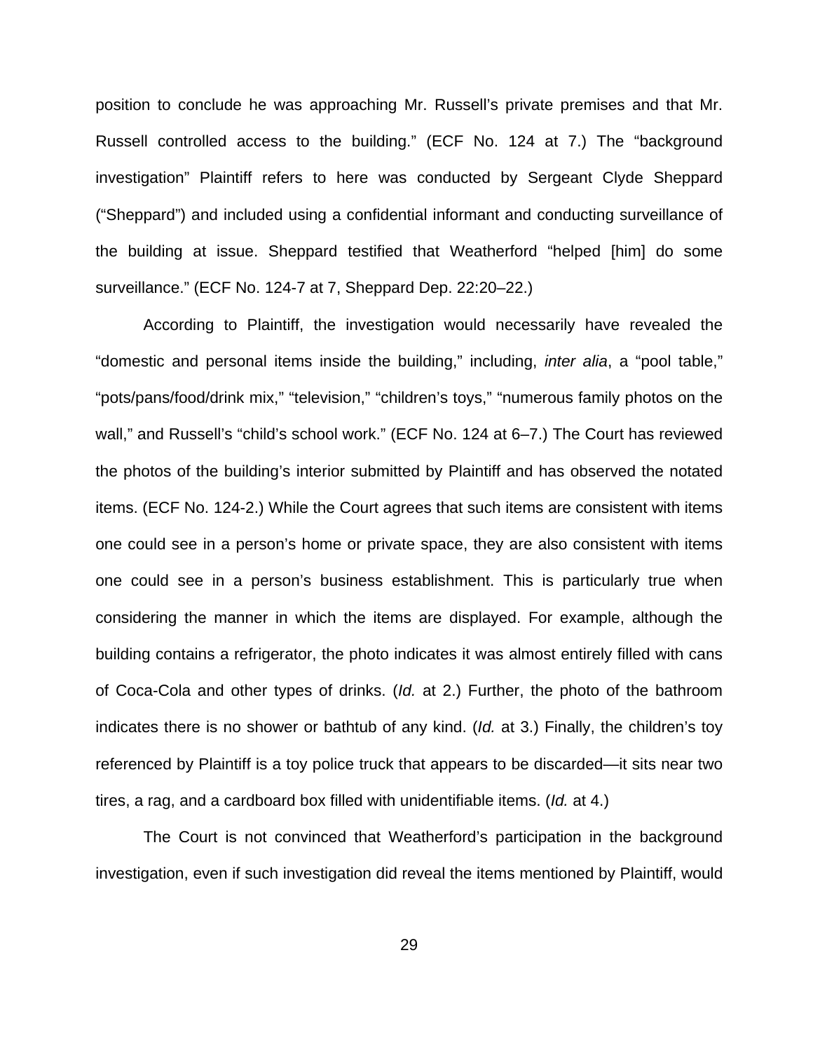position to conclude he was approaching Mr. Russell's private premises and that Mr. Russell controlled access to the building." (ECF No. 124 at 7.) The "background investigation" Plaintiff refers to here was conducted by Sergeant Clyde Sheppard ("Sheppard") and included using a confidential informant and conducting surveillance of the building at issue. Sheppard testified that Weatherford "helped [him] do some surveillance." (ECF No. 124-7 at 7, Sheppard Dep. 22:20–22.)

According to Plaintiff, the investigation would necessarily have revealed the "domestic and personal items inside the building," including, *inter alia*, a "pool table," "pots/pans/food/drink mix," "television," "children's toys," "numerous family photos on the wall," and Russell's "child's school work." (ECF No. 124 at 6–7.) The Court has reviewed the photos of the building's interior submitted by Plaintiff and has observed the notated items. (ECF No. 124-2.) While the Court agrees that such items are consistent with items one could see in a person's home or private space, they are also consistent with items one could see in a person's business establishment. This is particularly true when considering the manner in which the items are displayed. For example, although the building contains a refrigerator, the photo indicates it was almost entirely filled with cans of Coca-Cola and other types of drinks. (*Id.* at 2.) Further, the photo of the bathroom indicates there is no shower or bathtub of any kind. (*Id.* at 3.) Finally, the children's toy referenced by Plaintiff is a toy police truck that appears to be discarded—it sits near two tires, a rag, and a cardboard box filled with unidentifiable items. (*Id.* at 4.)

The Court is not convinced that Weatherford's participation in the background investigation, even if such investigation did reveal the items mentioned by Plaintiff, would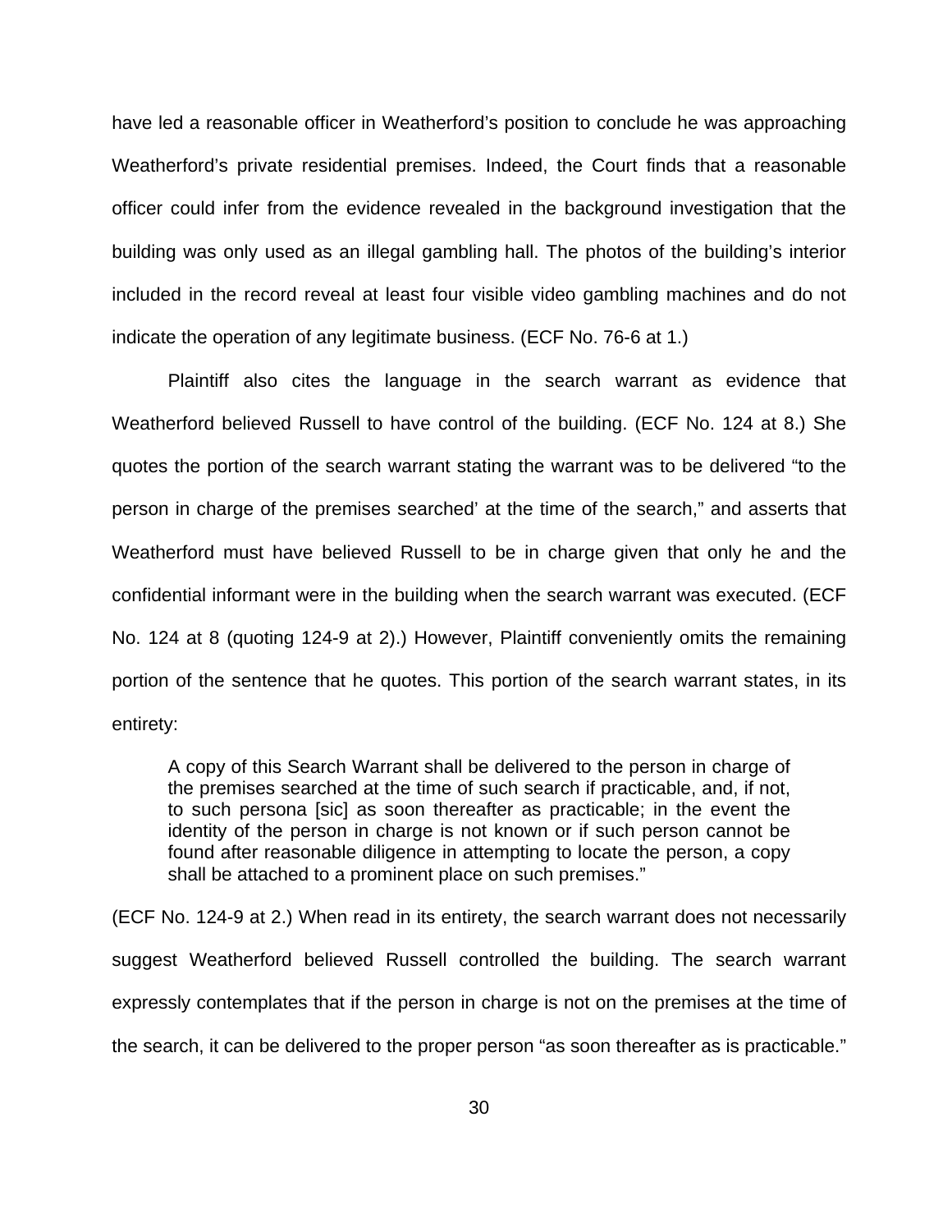have led a reasonable officer in Weatherford's position to conclude he was approaching Weatherford's private residential premises. Indeed, the Court finds that a reasonable officer could infer from the evidence revealed in the background investigation that the building was only used as an illegal gambling hall. The photos of the building's interior included in the record reveal at least four visible video gambling machines and do not indicate the operation of any legitimate business. (ECF No. 76-6 at 1.)

Plaintiff also cites the language in the search warrant as evidence that Weatherford believed Russell to have control of the building. (ECF No. 124 at 8.) She quotes the portion of the search warrant stating the warrant was to be delivered "to the person in charge of the premises searched' at the time of the search," and asserts that Weatherford must have believed Russell to be in charge given that only he and the confidential informant were in the building when the search warrant was executed. (ECF No. 124 at 8 (quoting 124-9 at 2).) However, Plaintiff conveniently omits the remaining portion of the sentence that he quotes. This portion of the search warrant states, in its entirety:

> A copy of this Search Warrant shall be delivered to the person in charge of the premises searched at the time of such search if practicable, and, if not, to such persona [sic] as soon thereafter as practicable; in the event the identity of the person in charge is not known or if such person cannot be found after reasonable diligence in attempting to locate the person, a copy shall be attached to a prominent place on such premises."

(ECF No. 124-9 at 2.) When read in its entirety, the search warrant does not necessarily suggest Weatherford believed Russell controlled the building. The search warrant expressly contemplates that if the person in charge is not on the premises at the time of the search, it can be delivered to the proper person "as soon thereafter as is practicable."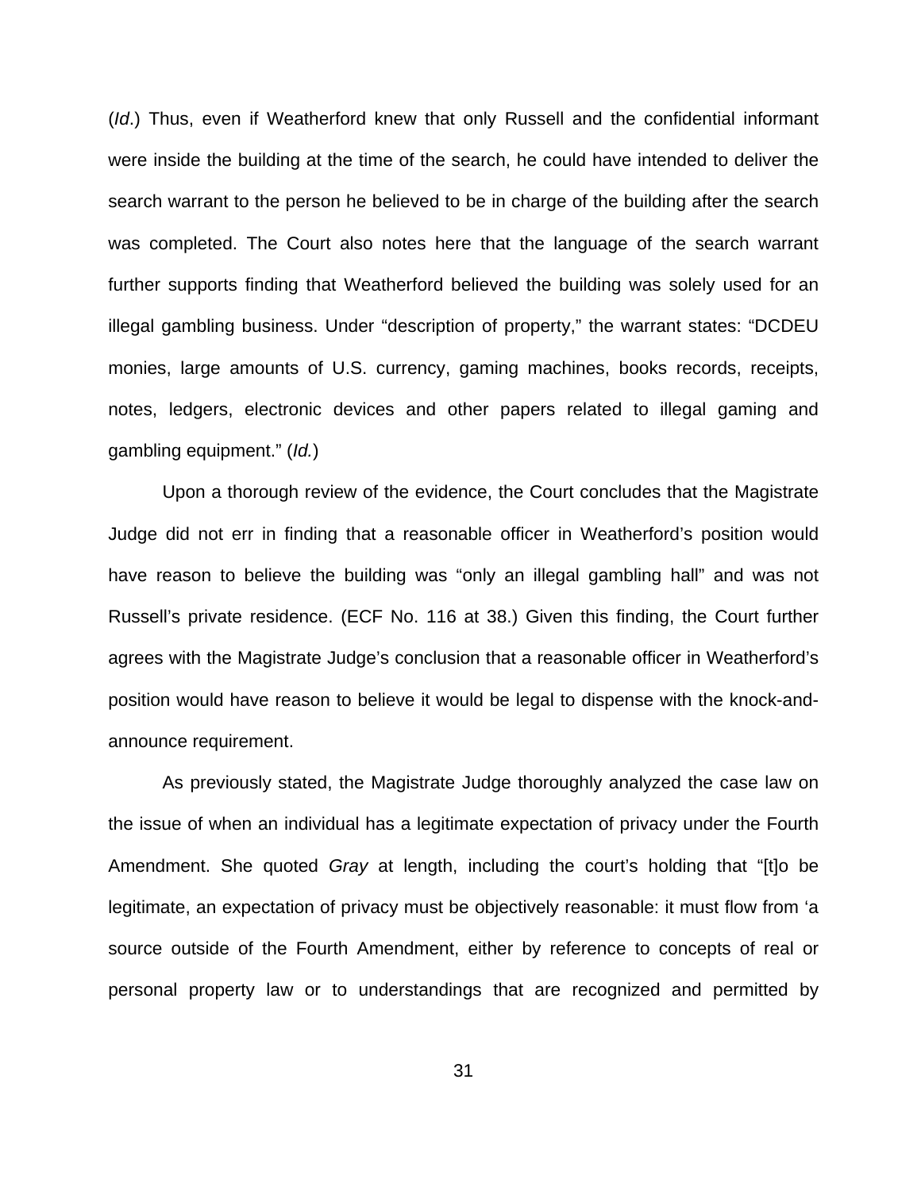(*Id*.) Thus, even if Weatherford knew that only Russell and the confidential informant were inside the building at the time of the search, he could have intended to deliver the search warrant to the person he believed to be in charge of the building after the search was completed. The Court also notes here that the language of the search warrant further supports finding that Weatherford believed the building was solely used for an illegal gambling business. Under "description of property," the warrant states: "DCDEU monies, large amounts of U.S. currency, gaming machines, books records, receipts, notes, ledgers, electronic devices and other papers related to illegal gaming and gambling equipment." (*Id.*)

Upon a thorough review of the evidence, the Court concludes that the Magistrate Judge did not err in finding that a reasonable officer in Weatherford's position would have reason to believe the building was "only an illegal gambling hall" and was not Russell's private residence. (ECF No. 116 at 38.) Given this finding, the Court further agrees with the Magistrate Judge's conclusion that a reasonable officer in Weatherford's position would have reason to believe it would be legal to dispense with the knock-and-announce requirement.

As previously stated, the Magistrate Judge thoroughly analyzed the case law on the issue of when an individual has a legitimate expectation of privacy under the Fourth Amendment. She quoted *Gray* at length, including the court's holding that "[t]o be legitimate, an expectation of privacy must be objectively reasonable: it must flow from 'a source outside of the Fourth Amendment, either by reference to concepts of real or personal property law or to understandings that are recognized and permitted by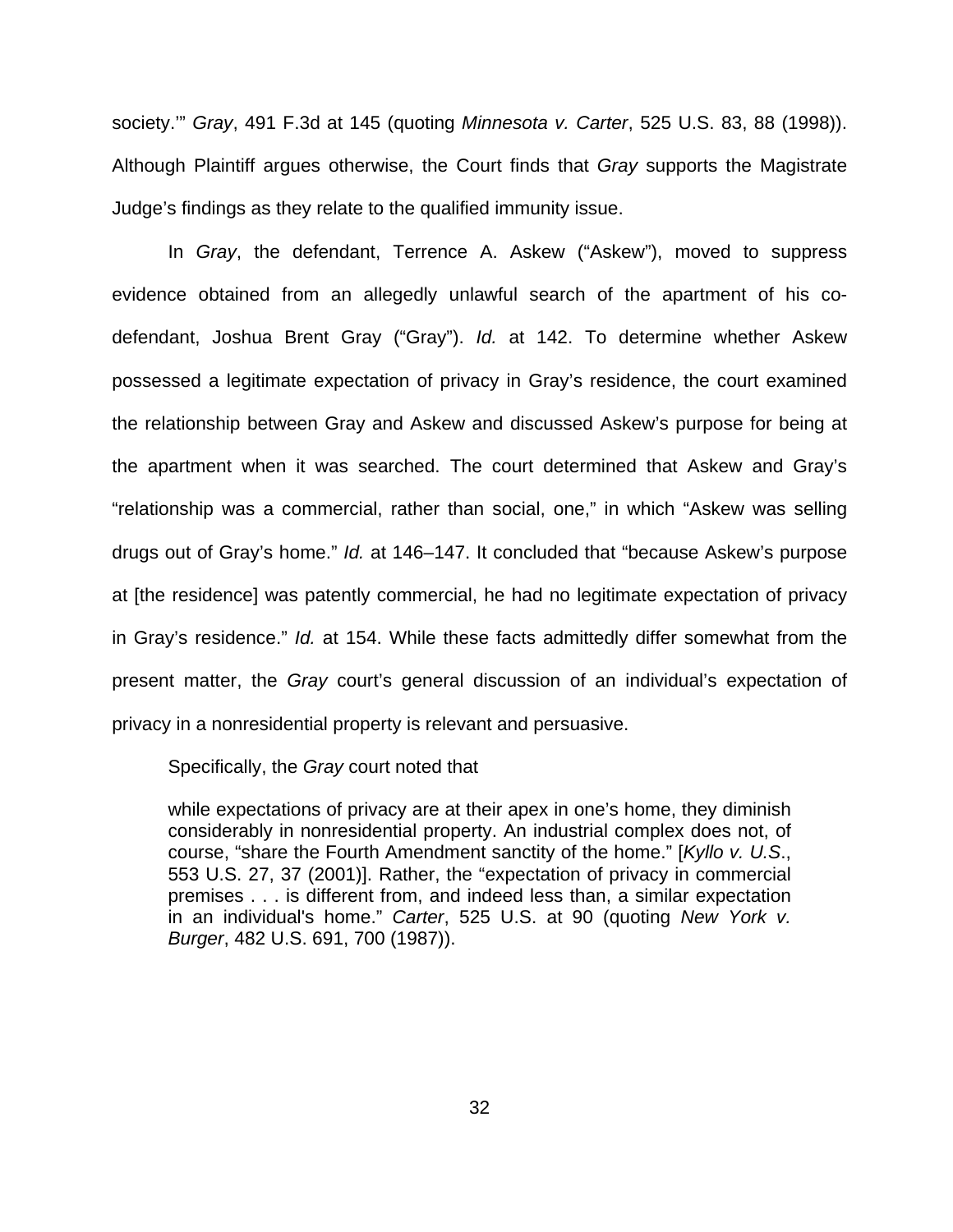society.'" *Gray*, 491 F.3d at 145 (quoting *Minnesota v. Carter*, 525 U.S. 83, 88 (1998)). Although Plaintiff argues otherwise, the Court finds that *Gray* supports the Magistrate Judge's findings as they relate to the qualified immunity issue.

In *Gray*, the defendant, Terrence A. Askew ("Askew"), moved to suppress evidence obtained from an allegedly unlawful search of the apartment of his co-defendant, Joshua Brent Gray ("Gray"). *Id.* at 142. To determine whether Askew possessed a legitimate expectation of privacy in Gray's residence, the court examined the relationship between Gray and Askew and discussed Askew's purpose for being at the apartment when it was searched. The court determined that Askew and Gray's "relationship was a commercial, rather than social, one," in which "Askew was selling drugs out of Gray's home." *Id.* at 146–147. It concluded that "because Askew's purpose at [the residence] was patently commercial, he had no legitimate expectation of privacy in Gray's residence." *Id.* at 154. While these facts admittedly differ somewhat from the present matter, the *Gray* court's general discussion of an individual's expectation of privacy in a nonresidential property is relevant and persuasive.

Specifically, the *Gray* court noted that

> while expectations of privacy are at their apex in one's home, they diminish considerably in nonresidential property. An industrial complex does not, of course, "share the Fourth Amendment sanctity of the home." [*Kyllo v. U.S*., 553 U.S. 27, 37 (2001)]. Rather, the "expectation of privacy in commercial premises . . . is different from, and indeed less than, a similar expectation in an individual's home." *Carter*, 525 U.S. at 90 (quoting *New York v. Burger*, 482 U.S. 691, 700 (1987)).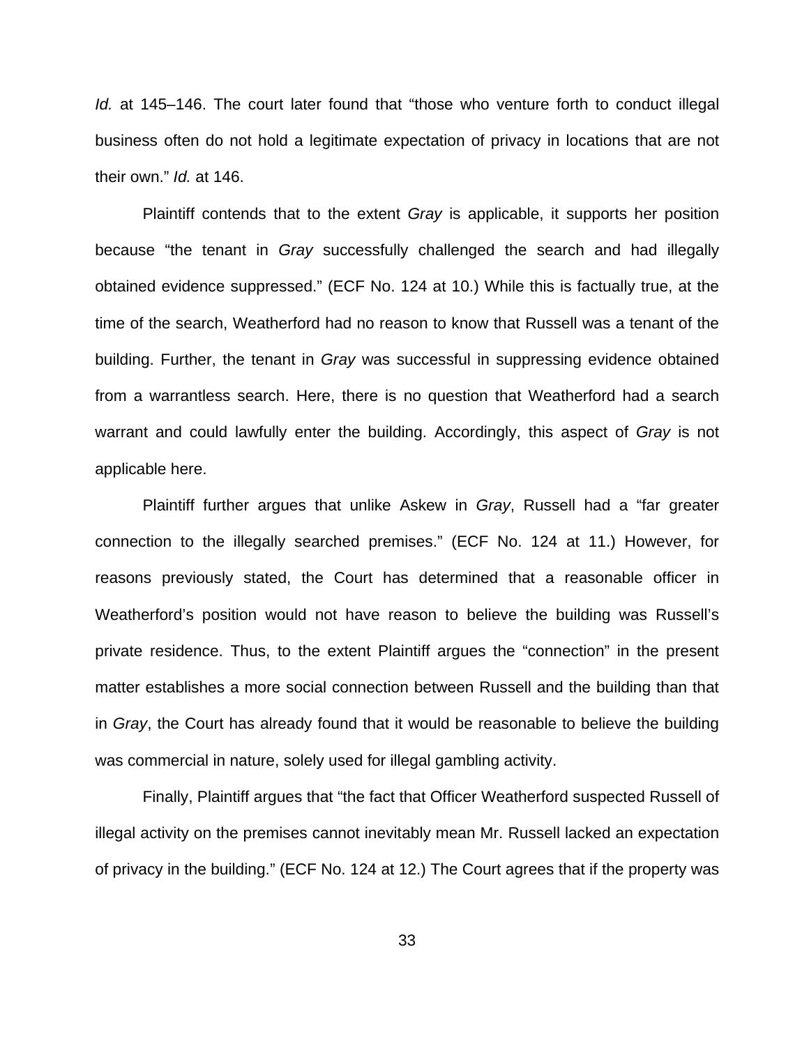*Id.* at 145–146. The court later found that "those who venture forth to conduct illegal business often do not hold a legitimate expectation of privacy in locations that are not their own." *Id.* at 146.

Plaintiff contends that to the extent *Gray* is applicable, it supports her position because "the tenant in *Gray* successfully challenged the search and had illegally obtained evidence suppressed." (ECF No. 124 at 10.) While this is factually true, at the time of the search, Weatherford had no reason to know that Russell was a tenant of the building. Further, the tenant in *Gray* was successful in suppressing evidence obtained from a warrantless search. Here, there is no question that Weatherford had a search warrant and could lawfully enter the building. Accordingly, this aspect of *Gray* is not applicable here.

Plaintiff further argues that unlike Askew in *Gray*, Russell had a "far greater connection to the illegally searched premises." (ECF No. 124 at 11.) However, for reasons previously stated, the Court has determined that a reasonable officer in Weatherford's position would not have reason to believe the building was Russell's private residence. Thus, to the extent Plaintiff argues the "connection" in the present matter establishes a more social connection between Russell and the building than that in *Gray*, the Court has already found that it would be reasonable to believe the building was commercial in nature, solely used for illegal gambling activity.

Finally, Plaintiff argues that "the fact that Officer Weatherford suspected Russell of illegal activity on the premises cannot inevitably mean Mr. Russell lacked an expectation of privacy in the building." (ECF No. 124 at 12.) The Court agrees that if the property was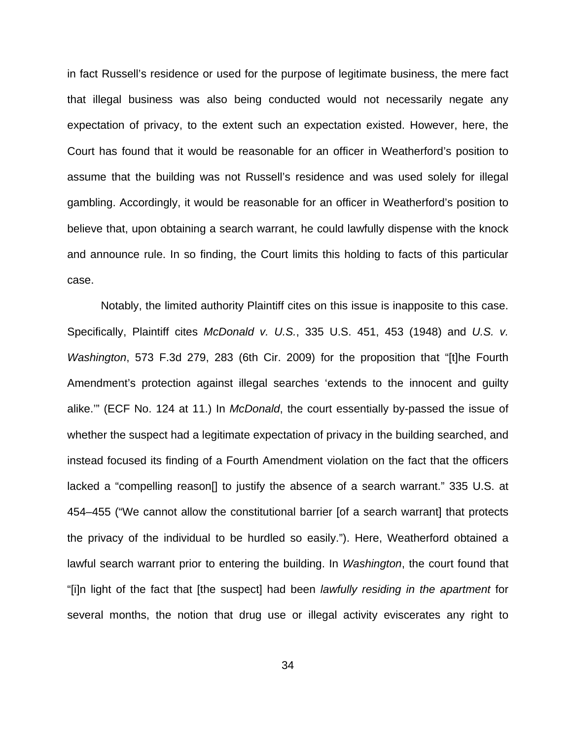in fact Russell's residence or used for the purpose of legitimate business, the mere fact that illegal business was also being conducted would not necessarily negate any expectation of privacy, to the extent such an expectation existed. However, here, the Court has found that it would be reasonable for an officer in Weatherford's position to assume that the building was not Russell's residence and was used solely for illegal gambling. Accordingly, it would be reasonable for an officer in Weatherford's position to believe that, upon obtaining a search warrant, he could lawfully dispense with the knock and announce rule. In so finding, the Court limits this holding to facts of this particular case.

Notably, the limited authority Plaintiff cites on this issue is inapposite to this case. Specifically, Plaintiff cites *McDonald v. U.S.*, 335 U.S. 451, 453 (1948) and *U.S. v. Washington*, 573 F.3d 279, 283 (6th Cir. 2009) for the proposition that "[t]he Fourth Amendment's protection against illegal searches 'extends to the innocent and guilty alike.'" (ECF No. 124 at 11.) In *McDonald*, the court essentially by-passed the issue of whether the suspect had a legitimate expectation of privacy in the building searched, and instead focused its finding of a Fourth Amendment violation on the fact that the officers lacked a "compelling reason[] to justify the absence of a search warrant." 335 U.S. at 454–455 ("We cannot allow the constitutional barrier [of a search warrant] that protects the privacy of the individual to be hurdled so easily."). Here, Weatherford obtained a lawful search warrant prior to entering the building. In *Washington*, the court found that "[i]n light of the fact that [the suspect] had been *lawfully residing in the apartment* for several months, the notion that drug use or illegal activity eviscerates any right to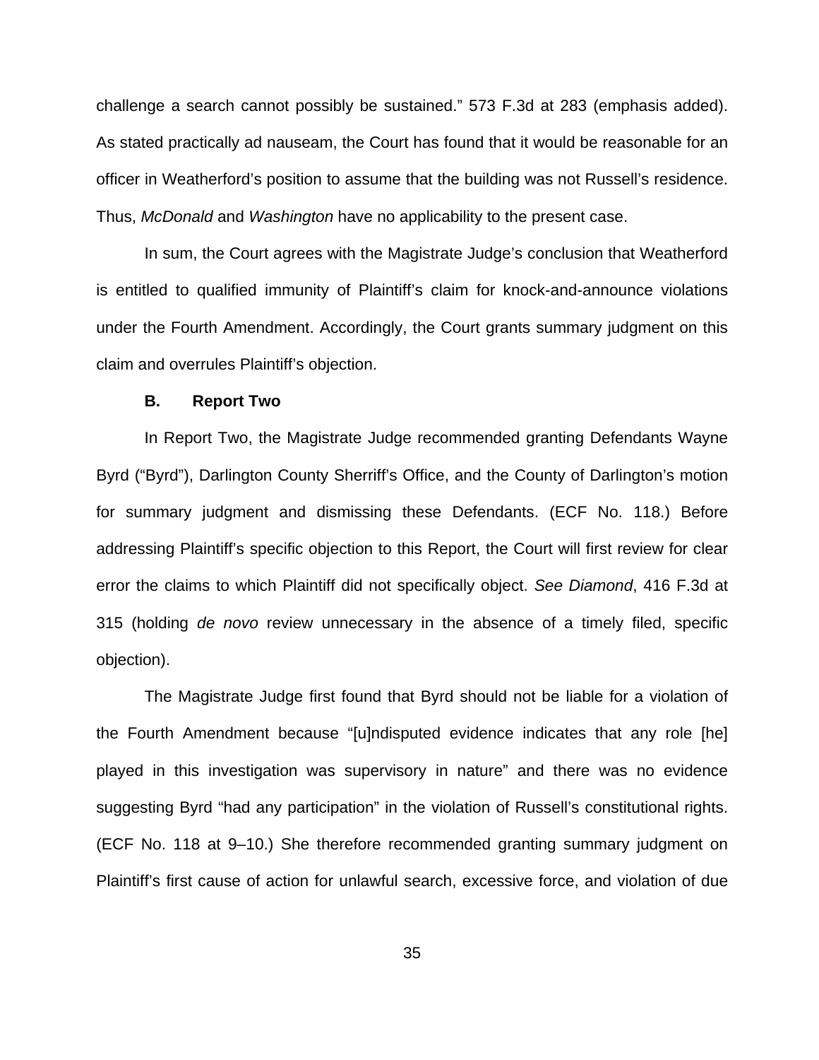challenge a search cannot possibly be sustained." 573 F.3d at 283 (emphasis added). As stated practically ad nauseam, the Court has found that it would be reasonable for an officer in Weatherford's position to assume that the building was not Russell's residence. Thus, *McDonald* and *Washington* have no applicability to the present case.

In sum, the Court agrees with the Magistrate Judge's conclusion that Weatherford is entitled to qualified immunity of Plaintiff's claim for knock-and-announce violations under the Fourth Amendment. Accordingly, the Court grants summary judgment on this claim and overrules Plaintiff's objection.

**B. Report Two**

In Report Two, the Magistrate Judge recommended granting Defendants Wayne Byrd ("Byrd"), Darlington County Sherriff's Office, and the County of Darlington's motion for summary judgment and dismissing these Defendants. (ECF No. 118.) Before addressing Plaintiff's specific objection to this Report, the Court will first review for clear error the claims to which Plaintiff did not specifically object. *See Diamond*, 416 F.3d at 315 (holding *de novo* review unnecessary in the absence of a timely filed, specific objection).

The Magistrate Judge first found that Byrd should not be liable for a violation of the Fourth Amendment because "[u]ndisputed evidence indicates that any role [he] played in this investigation was supervisory in nature" and there was no evidence suggesting Byrd "had any participation" in the violation of Russell's constitutional rights. (ECF No. 118 at 9–10.) She therefore recommended granting summary judgment on Plaintiff's first cause of action for unlawful search, excessive force, and violation of due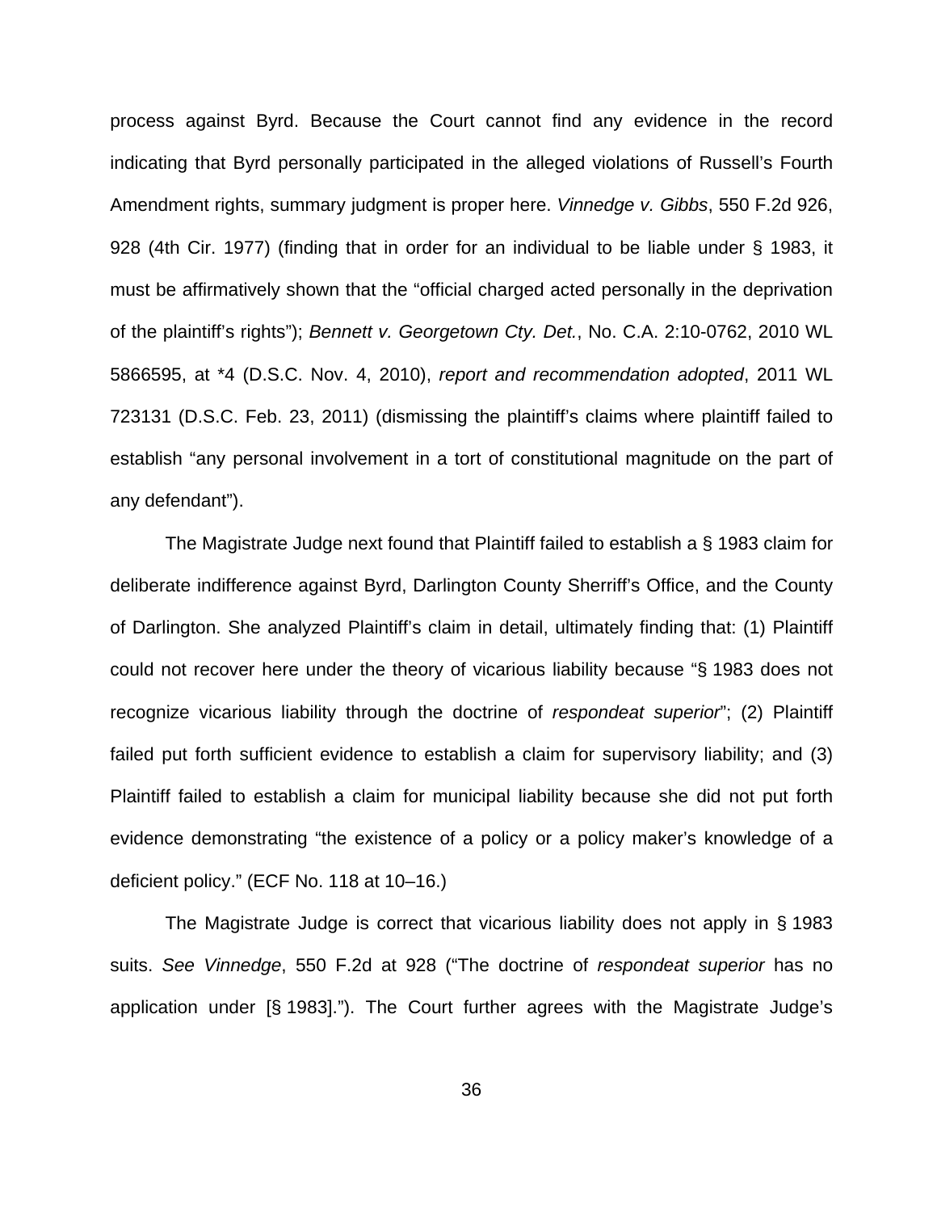process against Byrd. Because the Court cannot find any evidence in the record indicating that Byrd personally participated in the alleged violations of Russell's Fourth Amendment rights, summary judgment is proper here. *Vinnedge v. Gibbs*, 550 F.2d 926, 928 (4th Cir. 1977) (finding that in order for an individual to be liable under § 1983, it must be affirmatively shown that the "official charged acted personally in the deprivation of the plaintiff's rights"); *Bennett v. Georgetown Cty. Det.*, No. C.A. 2:10-0762, 2010 WL 5866595, at *4 (D.S.C. Nov. 4, 2010), *report and recommendation adopted*, 2011 WL 723131 (D.S.C. Feb. 23, 2011) (dismissing the plaintiff's claims where plaintiff failed to establish "any personal involvement in a tort of constitutional magnitude on the part of any defendant").

The Magistrate Judge next found that Plaintiff failed to establish a § 1983 claim for deliberate indifference against Byrd, Darlington County Sherriff's Office, and the County of Darlington. She analyzed Plaintiff's claim in detail, ultimately finding that: (1) Plaintiff could not recover here under the theory of vicarious liability because "§ 1983 does not recognize vicarious liability through the doctrine of *respondeat superior*"; (2) Plaintiff failed put forth sufficient evidence to establish a claim for supervisory liability; and (3) Plaintiff failed to establish a claim for municipal liability because she did not put forth evidence demonstrating "the existence of a policy or a policy maker's knowledge of a deficient policy." (ECF No. 118 at 10–16.)

The Magistrate Judge is correct that vicarious liability does not apply in § 1983 suits. *See Vinnedge*, 550 F.2d at 928 ("The doctrine of *respondeat superior* has no application under [§ 1983]."). The Court further agrees with the Magistrate Judge's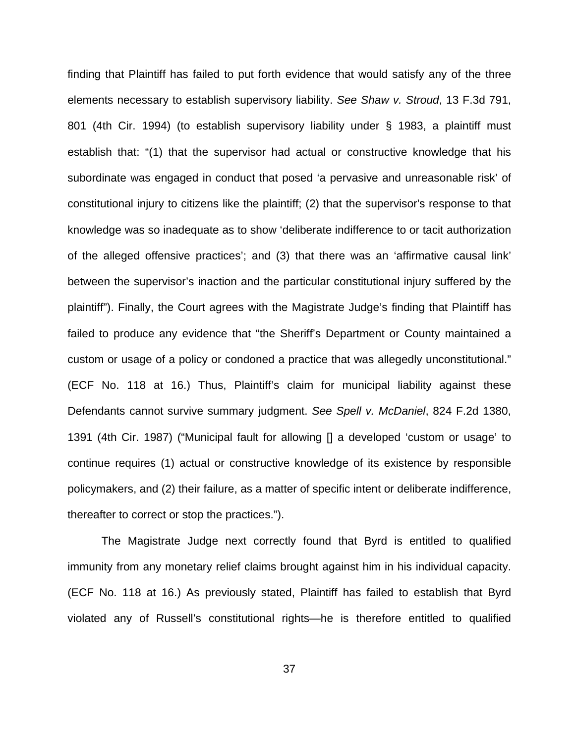finding that Plaintiff has failed to put forth evidence that would satisfy any of the three elements necessary to establish supervisory liability. *See Shaw v. Stroud*, 13 F.3d 791, 801 (4th Cir. 1994) (to establish supervisory liability under § 1983, a plaintiff must establish that: "(1) that the supervisor had actual or constructive knowledge that his subordinate was engaged in conduct that posed 'a pervasive and unreasonable risk' of constitutional injury to citizens like the plaintiff; (2) that the supervisor's response to that knowledge was so inadequate as to show 'deliberate indifference to or tacit authorization of the alleged offensive practices'; and (3) that there was an 'affirmative causal link' between the supervisor's inaction and the particular constitutional injury suffered by the plaintiff"). Finally, the Court agrees with the Magistrate Judge's finding that Plaintiff has failed to produce any evidence that "the Sheriff's Department or County maintained a custom or usage of a policy or condoned a practice that was allegedly unconstitutional." (ECF No. 118 at 16.) Thus, Plaintiff's claim for municipal liability against these Defendants cannot survive summary judgment. *See Spell v. McDaniel*, 824 F.2d 1380, 1391 (4th Cir. 1987) ("Municipal fault for allowing [] a developed 'custom or usage' to continue requires (1) actual or constructive knowledge of its existence by responsible policymakers, and (2) their failure, as a matter of specific intent or deliberate indifference, thereafter to correct or stop the practices.").

The Magistrate Judge next correctly found that Byrd is entitled to qualified immunity from any monetary relief claims brought against him in his individual capacity. (ECF No. 118 at 16.) As previously stated, Plaintiff has failed to establish that Byrd violated any of Russell's constitutional rights—he is therefore entitled to qualified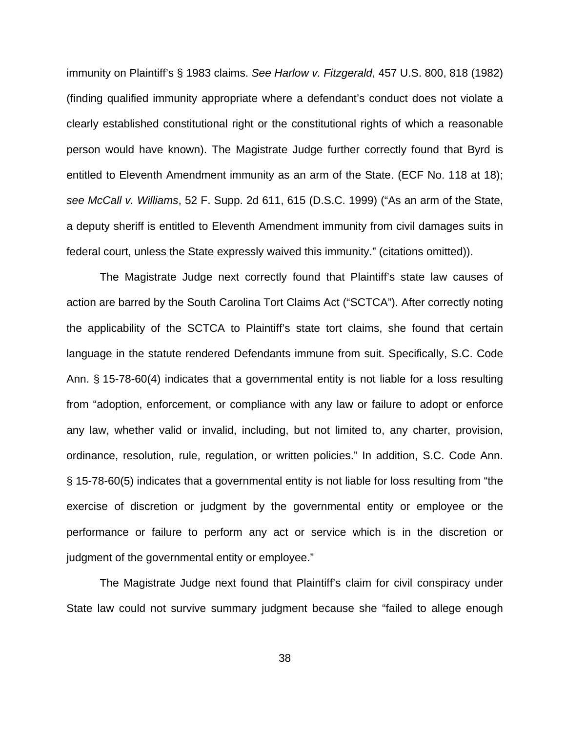immunity on Plaintiff's § 1983 claims. *See Harlow v. Fitzgerald*, 457 U.S. 800, 818 (1982) (finding qualified immunity appropriate where a defendant's conduct does not violate a clearly established constitutional right or the constitutional rights of which a reasonable person would have known). The Magistrate Judge further correctly found that Byrd is entitled to Eleventh Amendment immunity as an arm of the State. (ECF No. 118 at 18); *see McCall v. Williams*, 52 F. Supp. 2d 611, 615 (D.S.C. 1999) ("As an arm of the State, a deputy sheriff is entitled to Eleventh Amendment immunity from civil damages suits in federal court, unless the State expressly waived this immunity." (citations omitted)).

The Magistrate Judge next correctly found that Plaintiff's state law causes of action are barred by the South Carolina Tort Claims Act ("SCTCA"). After correctly noting the applicability of the SCTCA to Plaintiff's state tort claims, she found that certain language in the statute rendered Defendants immune from suit. Specifically, S.C. Code Ann. § 15-78-60(4) indicates that a governmental entity is not liable for a loss resulting from "adoption, enforcement, or compliance with any law or failure to adopt or enforce any law, whether valid or invalid, including, but not limited to, any charter, provision, ordinance, resolution, rule, regulation, or written policies." In addition, S.C. Code Ann. § 15-78-60(5) indicates that a governmental entity is not liable for loss resulting from "the exercise of discretion or judgment by the governmental entity or employee or the performance or failure to perform any act or service which is in the discretion or judgment of the governmental entity or employee."

The Magistrate Judge next found that Plaintiff's claim for civil conspiracy under State law could not survive summary judgment because she "failed to allege enough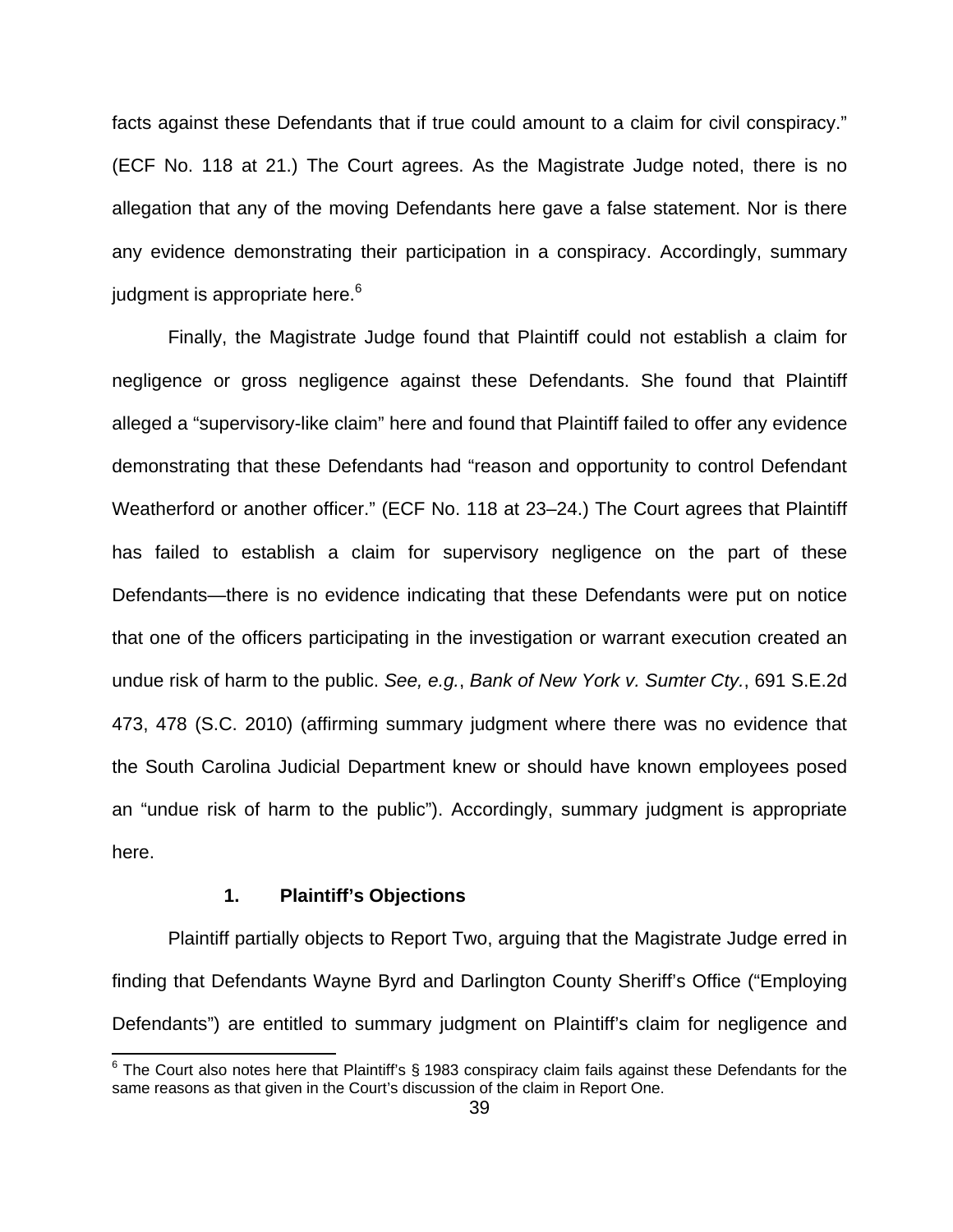facts against these Defendants that if true could amount to a claim for civil conspiracy." (ECF No. 118 at 21.) The Court agrees. As the Magistrate Judge noted, there is no allegation that any of the moving Defendants here gave a false statement. Nor is there any evidence demonstrating their participation in a conspiracy. Accordingly, summary judgment is appropriate here.[6]

Finally, the Magistrate Judge found that Plaintiff could not establish a claim for negligence or gross negligence against these Defendants. She found that Plaintiff alleged a "supervisory-like claim" here and found that Plaintiff failed to offer any evidence demonstrating that these Defendants had "reason and opportunity to control Defendant Weatherford or another officer." (ECF No. 118 at 23–24.) The Court agrees that Plaintiff has failed to establish a claim for supervisory negligence on the part of these Defendants—there is no evidence indicating that these Defendants were put on notice that one of the officers participating in the investigation or warrant execution created an undue risk of harm to the public. *See, e.g.*, *Bank of New York v. Sumter Cty.*, 691 S.E.2d 473, 478 (S.C. 2010) (affirming summary judgment where there was no evidence that the South Carolina Judicial Department knew or should have known employees posed an "undue risk of harm to the public"). Accordingly, summary judgment is appropriate here.

#### 1. Plaintiff's Objections

Plaintiff partially objects to Report Two, arguing that the Magistrate Judge erred in finding that Defendants Wayne Byrd and Darlington County Sheriff's Office ("Employing Defendants") are entitled to summary judgment on Plaintiff's claim for negligence and

---

[6] The Court also notes here that Plaintiff's § 1983 conspiracy claim fails against these Defendants for the same reasons as that given in the Court's discussion of the claim in Report One.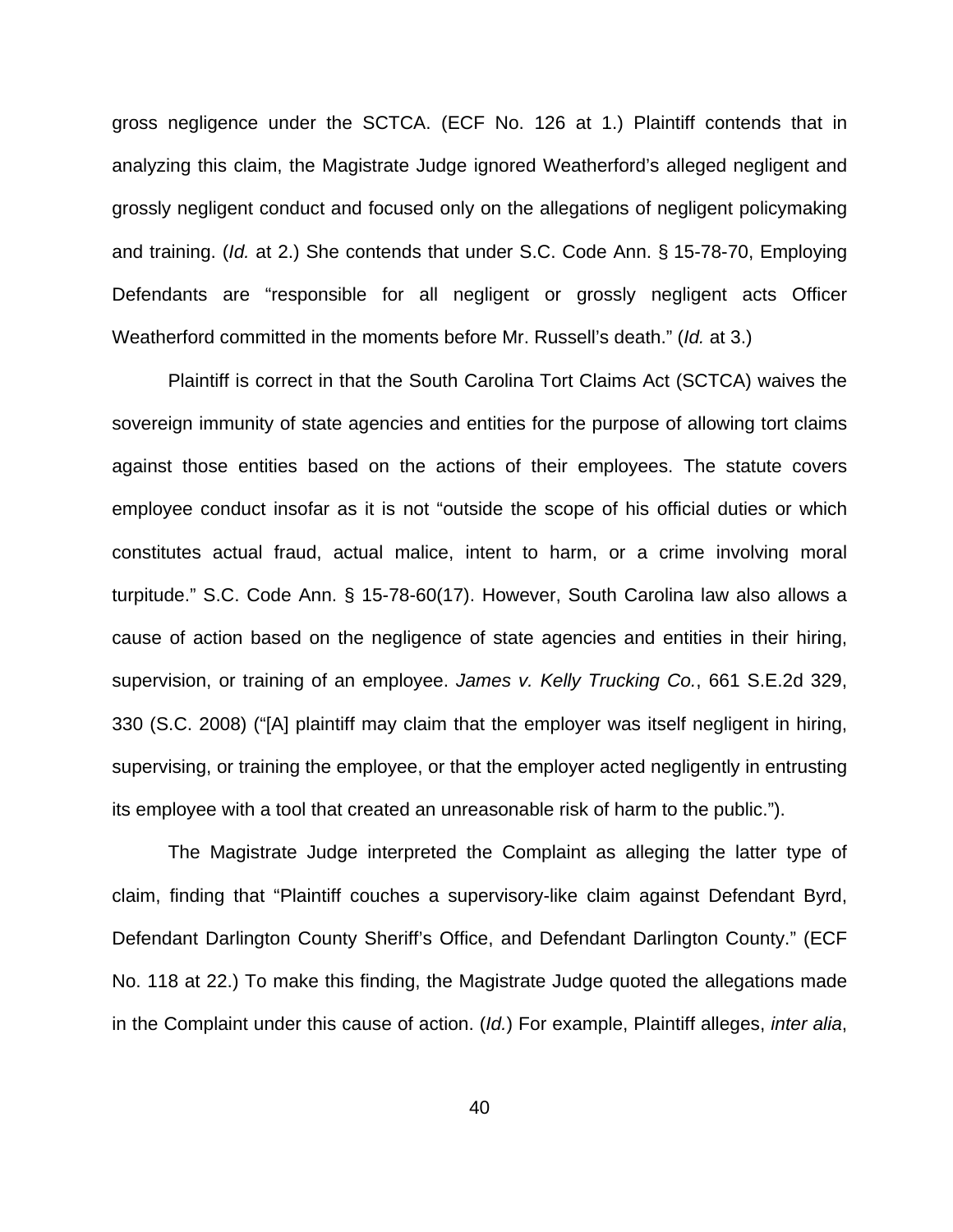gross negligence under the SCTCA. (ECF No. 126 at 1.) Plaintiff contends that in analyzing this claim, the Magistrate Judge ignored Weatherford's alleged negligent and grossly negligent conduct and focused only on the allegations of negligent policymaking and training. (*Id.* at 2.) She contends that under S.C. Code Ann. § 15-78-70, Employing Defendants are "responsible for all negligent or grossly negligent acts Officer Weatherford committed in the moments before Mr. Russell's death." (*Id.* at 3.)

Plaintiff is correct in that the South Carolina Tort Claims Act (SCTCA) waives the sovereign immunity of state agencies and entities for the purpose of allowing tort claims against those entities based on the actions of their employees. The statute covers employee conduct insofar as it is not "outside the scope of his official duties or which constitutes actual fraud, actual malice, intent to harm, or a crime involving moral turpitude." S.C. Code Ann. § 15-78-60(17). However, South Carolina law also allows a cause of action based on the negligence of state agencies and entities in their hiring, supervision, or training of an employee. *James v. Kelly Trucking Co.*, 661 S.E.2d 329, 330 (S.C. 2008) ("[A] plaintiff may claim that the employer was itself negligent in hiring, supervising, or training the employee, or that the employer acted negligently in entrusting its employee with a tool that created an unreasonable risk of harm to the public.").

The Magistrate Judge interpreted the Complaint as alleging the latter type of claim, finding that "Plaintiff couches a supervisory-like claim against Defendant Byrd, Defendant Darlington County Sheriff's Office, and Defendant Darlington County." (ECF No. 118 at 22.) To make this finding, the Magistrate Judge quoted the allegations made in the Complaint under this cause of action. (*Id.*) For example, Plaintiff alleges, *inter alia*,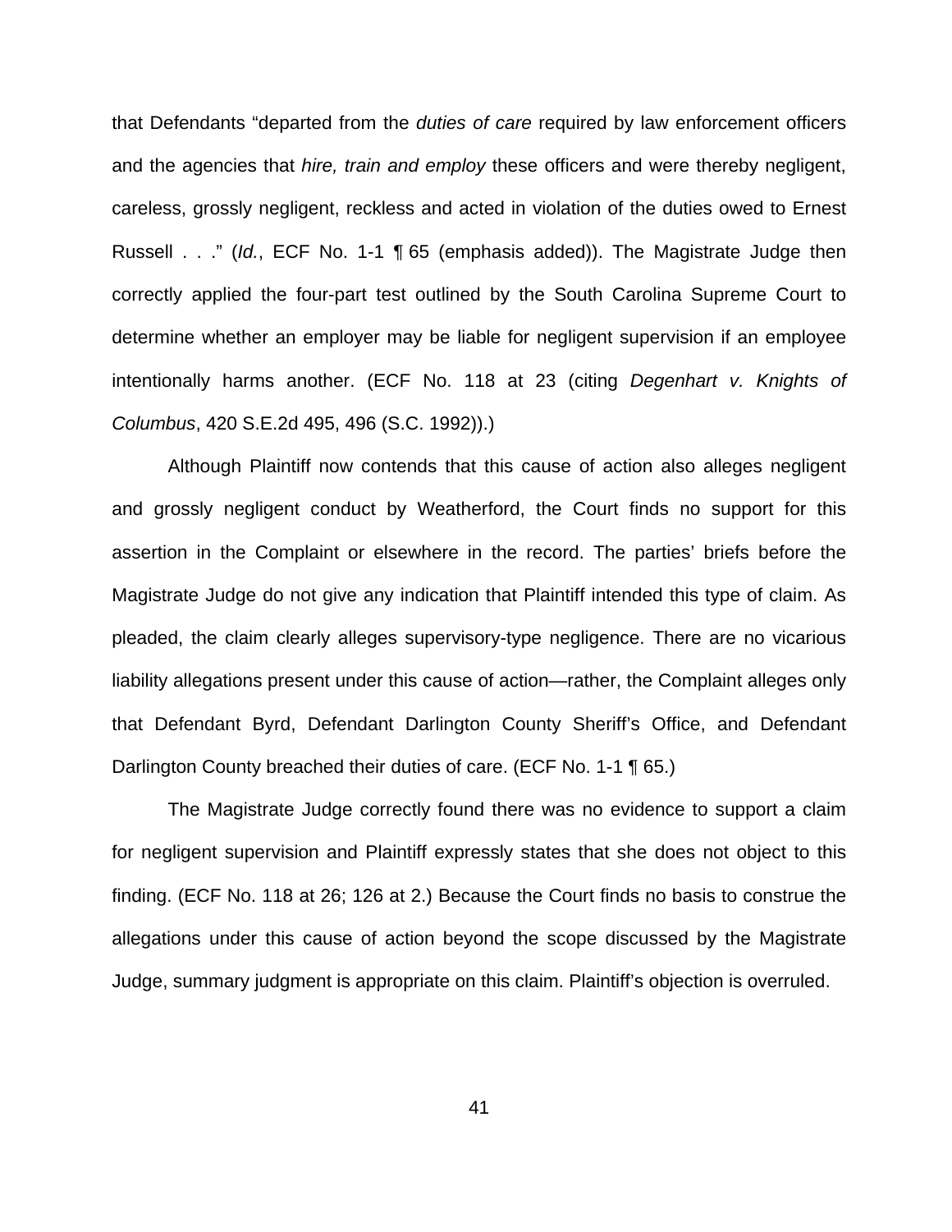that Defendants "departed from the *duties of care* required by law enforcement officers and the agencies that *hire, train and employ* these officers and were thereby negligent, careless, grossly negligent, reckless and acted in violation of the duties owed to Ernest Russell . . ." (*Id.*, ECF No. 1-1 ¶ 65 (emphasis added)). The Magistrate Judge then correctly applied the four-part test outlined by the South Carolina Supreme Court to determine whether an employer may be liable for negligent supervision if an employee intentionally harms another. (ECF No. 118 at 23 (citing *Degenhart v. Knights of Columbus*, 420 S.E.2d 495, 496 (S.C. 1992)).)

Although Plaintiff now contends that this cause of action also alleges negligent and grossly negligent conduct by Weatherford, the Court finds no support for this assertion in the Complaint or elsewhere in the record. The parties' briefs before the Magistrate Judge do not give any indication that Plaintiff intended this type of claim. As pleaded, the claim clearly alleges supervisory-type negligence. There are no vicarious liability allegations present under this cause of action—rather, the Complaint alleges only that Defendant Byrd, Defendant Darlington County Sheriff's Office, and Defendant Darlington County breached their duties of care. (ECF No. 1-1 ¶ 65.)

The Magistrate Judge correctly found there was no evidence to support a claim for negligent supervision and Plaintiff expressly states that she does not object to this finding. (ECF No. 118 at 26; 126 at 2.) Because the Court finds no basis to construe the allegations under this cause of action beyond the scope discussed by the Magistrate Judge, summary judgment is appropriate on this claim. Plaintiff's objection is overruled.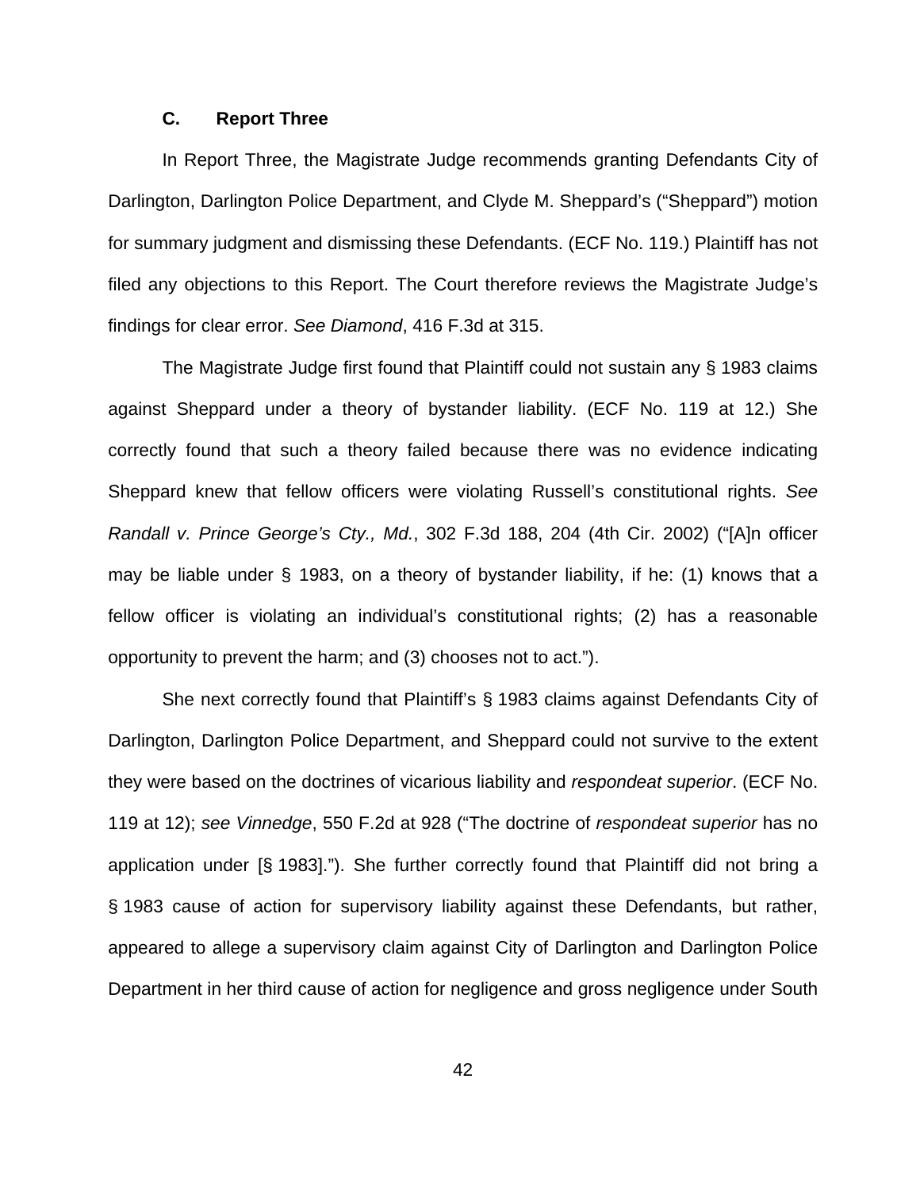### C. Report Three

In Report Three, the Magistrate Judge recommends granting Defendants City of Darlington, Darlington Police Department, and Clyde M. Sheppard's ("Sheppard") motion for summary judgment and dismissing these Defendants. (ECF No. 119.) Plaintiff has not filed any objections to this Report. The Court therefore reviews the Magistrate Judge's findings for clear error. *See Diamond*, 416 F.3d at 315.

The Magistrate Judge first found that Plaintiff could not sustain any § 1983 claims against Sheppard under a theory of bystander liability. (ECF No. 119 at 12.) She correctly found that such a theory failed because there was no evidence indicating Sheppard knew that fellow officers were violating Russell's constitutional rights. *See Randall v. Prince George's Cty., Md.*, 302 F.3d 188, 204 (4th Cir. 2002) ("[A]n officer may be liable under § 1983, on a theory of bystander liability, if he: (1) knows that a fellow officer is violating an individual's constitutional rights; (2) has a reasonable opportunity to prevent the harm; and (3) chooses not to act.").

She next correctly found that Plaintiff's § 1983 claims against Defendants City of Darlington, Darlington Police Department, and Sheppard could not survive to the extent they were based on the doctrines of vicarious liability and *respondeat superior*. (ECF No. 119 at 12); *see Vinnedge*, 550 F.2d at 928 ("The doctrine of *respondeat superior* has no application under [§ 1983]."). She further correctly found that Plaintiff did not bring a § 1983 cause of action for supervisory liability against these Defendants, but rather, appeared to allege a supervisory claim against City of Darlington and Darlington Police Department in her third cause of action for negligence and gross negligence under South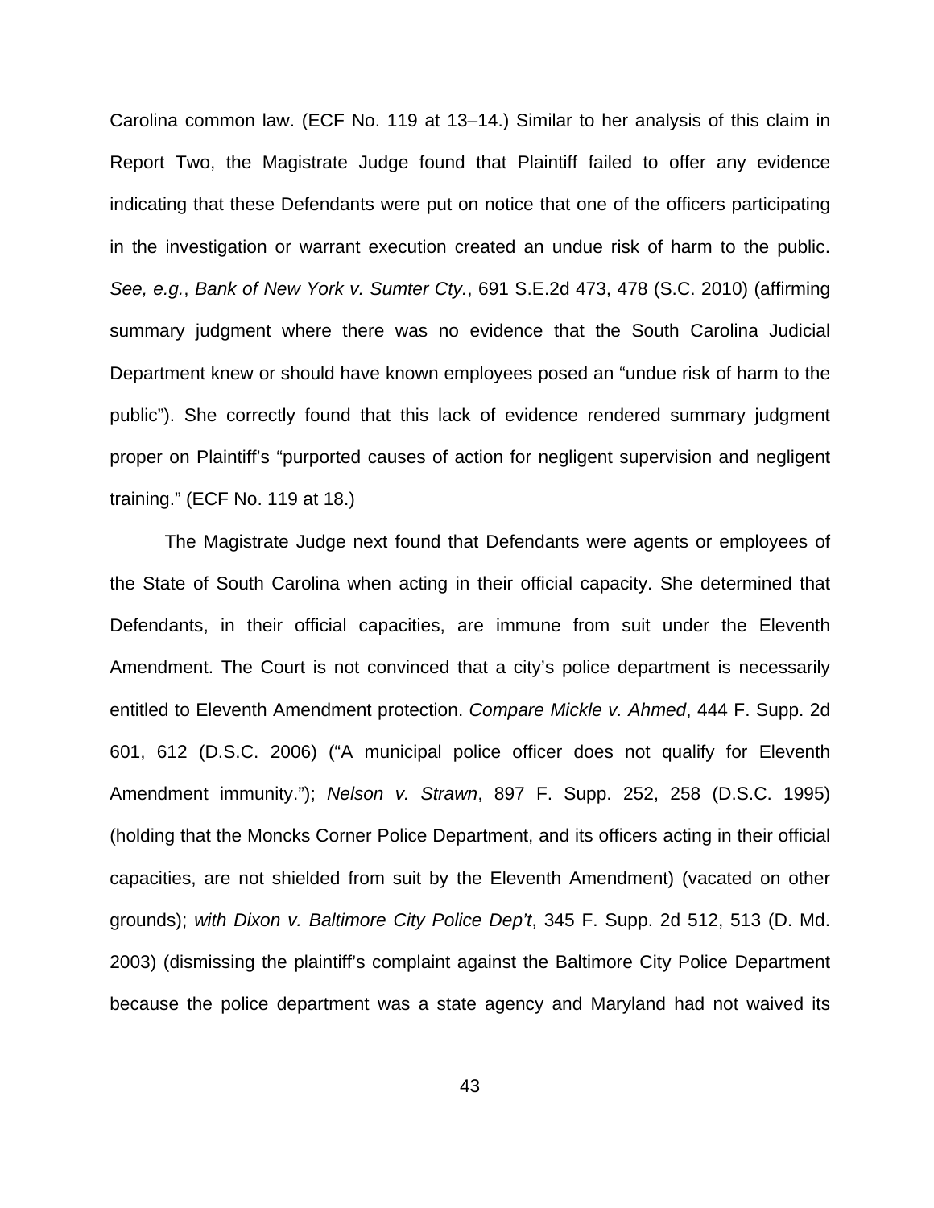Carolina common law. (ECF No. 119 at 13–14.) Similar to her analysis of this claim in Report Two, the Magistrate Judge found that Plaintiff failed to offer any evidence indicating that these Defendants were put on notice that one of the officers participating in the investigation or warrant execution created an undue risk of harm to the public. *See, e.g.*, *Bank of New York v. Sumter Cty.*, 691 S.E.2d 473, 478 (S.C. 2010) (affirming summary judgment where there was no evidence that the South Carolina Judicial Department knew or should have known employees posed an "undue risk of harm to the public"). She correctly found that this lack of evidence rendered summary judgment proper on Plaintiff's "purported causes of action for negligent supervision and negligent training." (ECF No. 119 at 18.)

The Magistrate Judge next found that Defendants were agents or employees of the State of South Carolina when acting in their official capacity. She determined that Defendants, in their official capacities, are immune from suit under the Eleventh Amendment. The Court is not convinced that a city's police department is necessarily entitled to Eleventh Amendment protection. *Compare Mickle v. Ahmed*, 444 F. Supp. 2d 601, 612 (D.S.C. 2006) ("A municipal police officer does not qualify for Eleventh Amendment immunity."); *Nelson v. Strawn*, 897 F. Supp. 252, 258 (D.S.C. 1995) (holding that the Moncks Corner Police Department, and its officers acting in their official capacities, are not shielded from suit by the Eleventh Amendment) (vacated on other grounds); *with Dixon v. Baltimore City Police Dep't*, 345 F. Supp. 2d 512, 513 (D. Md. 2003) (dismissing the plaintiff's complaint against the Baltimore City Police Department because the police department was a state agency and Maryland had not waived its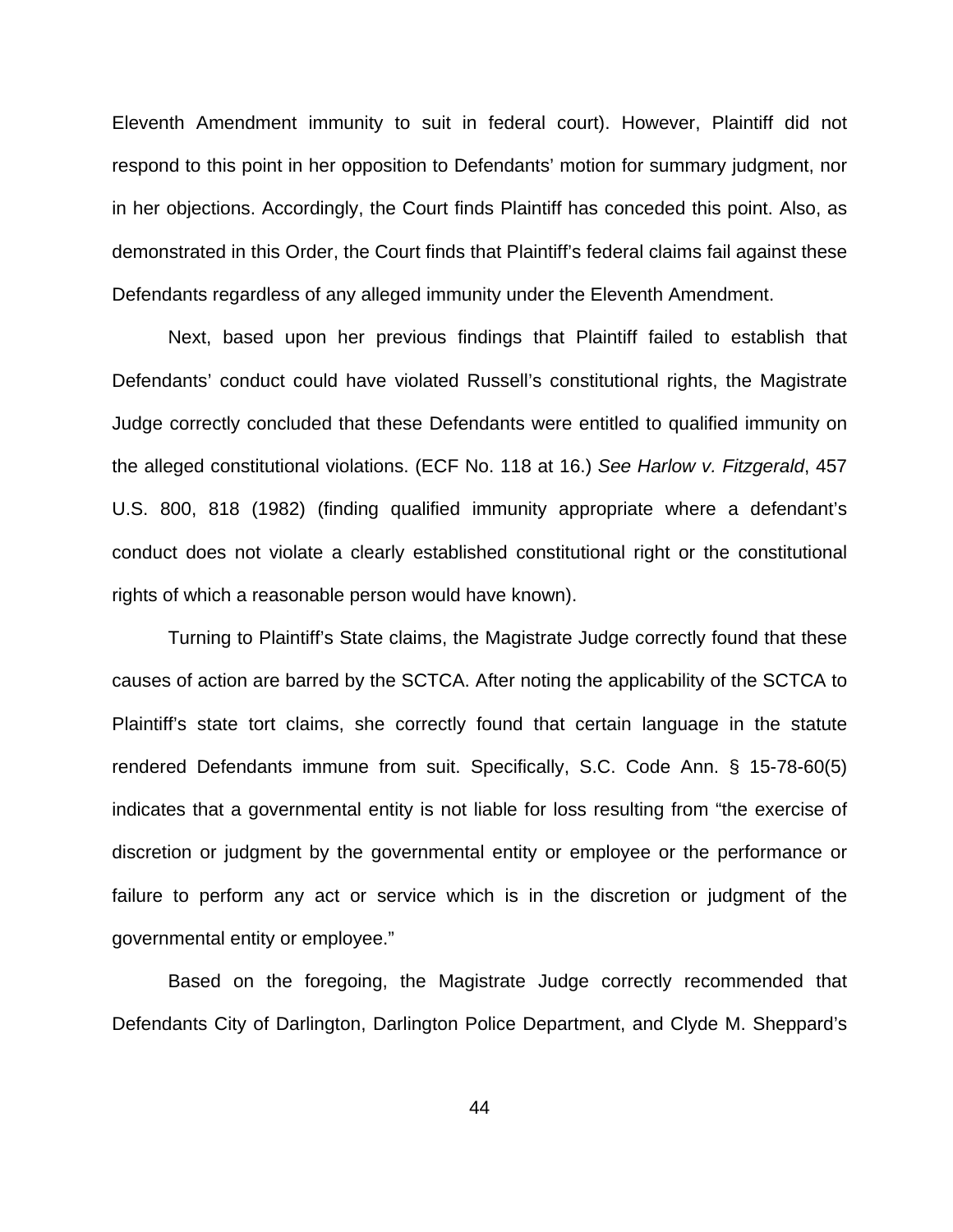Eleventh Amendment immunity to suit in federal court). However, Plaintiff did not respond to this point in her opposition to Defendants' motion for summary judgment, nor in her objections. Accordingly, the Court finds Plaintiff has conceded this point. Also, as demonstrated in this Order, the Court finds that Plaintiff's federal claims fail against these Defendants regardless of any alleged immunity under the Eleventh Amendment.

Next, based upon her previous findings that Plaintiff failed to establish that Defendants' conduct could have violated Russell's constitutional rights, the Magistrate Judge correctly concluded that these Defendants were entitled to qualified immunity on the alleged constitutional violations. (ECF No. 118 at 16.) *See Harlow v. Fitzgerald*, 457 U.S. 800, 818 (1982) (finding qualified immunity appropriate where a defendant's conduct does not violate a clearly established constitutional right or the constitutional rights of which a reasonable person would have known).

Turning to Plaintiff's State claims, the Magistrate Judge correctly found that these causes of action are barred by the SCTCA. After noting the applicability of the SCTCA to Plaintiff's state tort claims, she correctly found that certain language in the statute rendered Defendants immune from suit. Specifically, S.C. Code Ann. § 15-78-60(5) indicates that a governmental entity is not liable for loss resulting from "the exercise of discretion or judgment by the governmental entity or employee or the performance or failure to perform any act or service which is in the discretion or judgment of the governmental entity or employee."

Based on the foregoing, the Magistrate Judge correctly recommended that Defendants City of Darlington, Darlington Police Department, and Clyde M. Sheppard's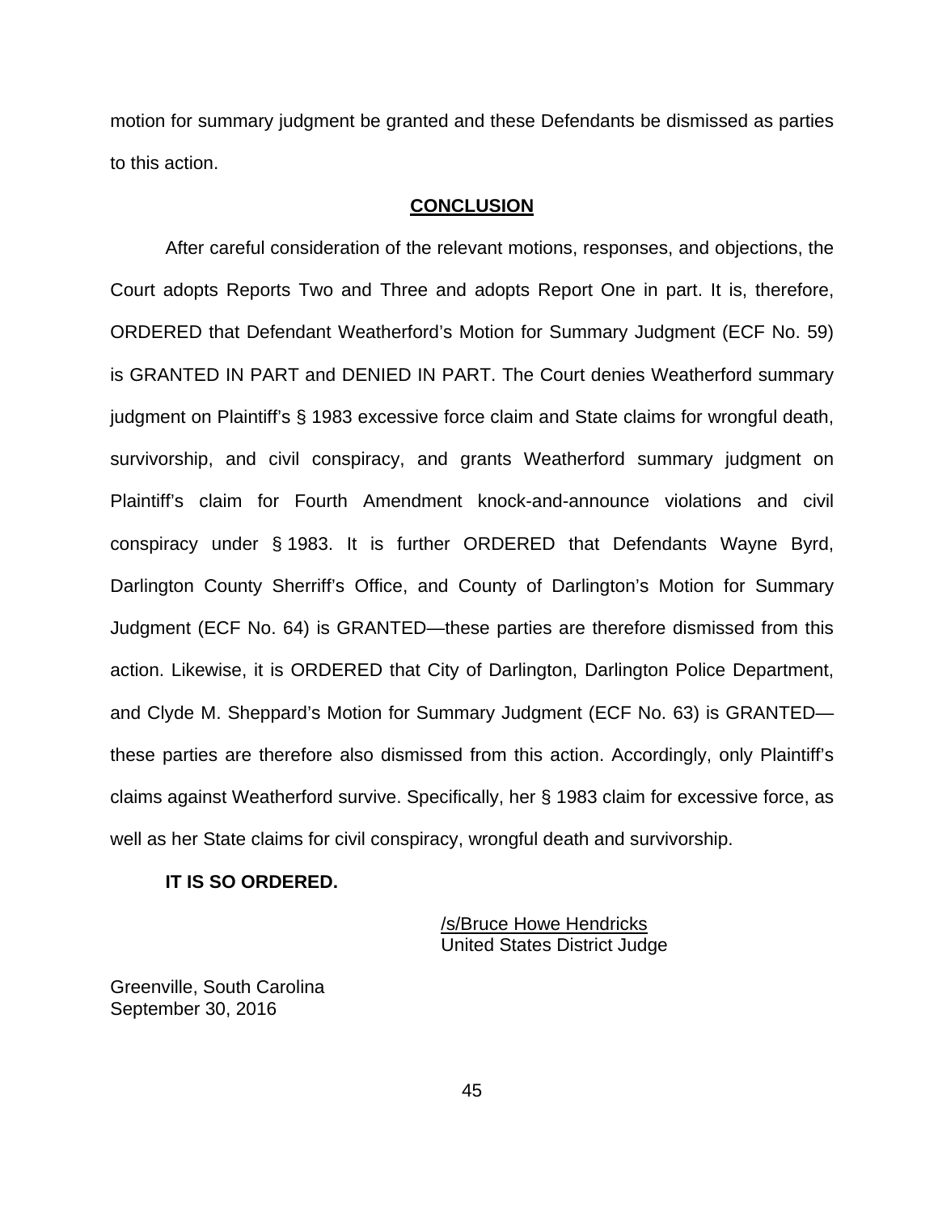motion for summary judgment be granted and these Defendants be dismissed as parties to this action.

## CONCLUSION

After careful consideration of the relevant motions, responses, and objections, the Court adopts Reports Two and Three and adopts Report One in part. It is, therefore, ORDERED that Defendant Weatherford's Motion for Summary Judgment (ECF No. 59) is GRANTED IN PART and DENIED IN PART. The Court denies Weatherford summary judgment on Plaintiff's § 1983 excessive force claim and State claims for wrongful death, survivorship, and civil conspiracy, and grants Weatherford summary judgment on Plaintiff's claim for Fourth Amendment knock-and-announce violations and civil conspiracy under § 1983. It is further ORDERED that Defendants Wayne Byrd, Darlington County Sherriff's Office, and County of Darlington's Motion for Summary Judgment (ECF No. 64) is GRANTED—these parties are therefore dismissed from this action. Likewise, it is ORDERED that City of Darlington, Darlington Police Department, and Clyde M. Sheppard's Motion for Summary Judgment (ECF No. 63) is GRANTED—these parties are therefore also dismissed from this action. Accordingly, only Plaintiff's claims against Weatherford survive. Specifically, her § 1983 claim for excessive force, as well as her State claims for civil conspiracy, wrongful death and survivorship.

**IT IS SO ORDERED.**

/s/Bruce Howe Hendricks
United States District Judge

Greenville, South Carolina
September 30, 2016